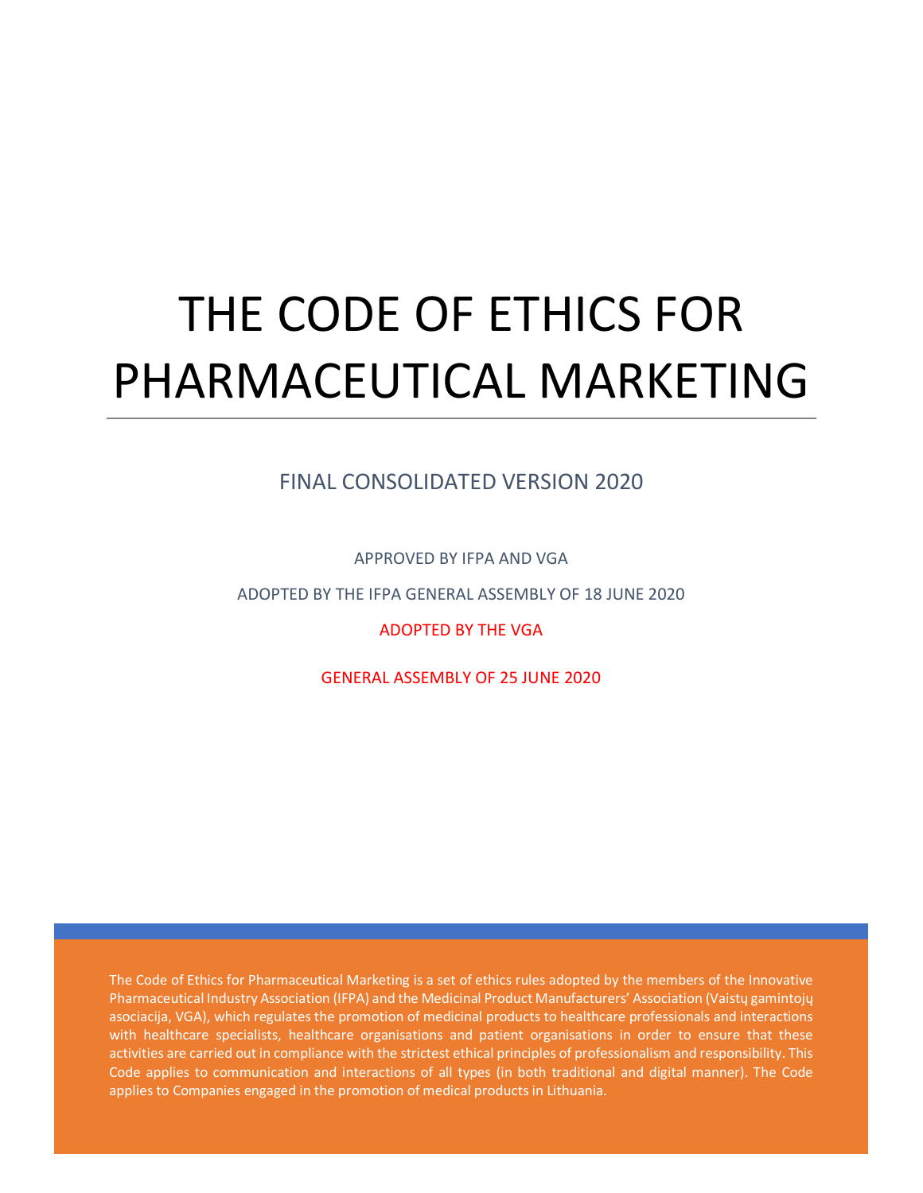# THE CODE OF ETHICS FOR PHARMACEUTICAL MARKETING

FINAL CONSOLIDATED VERSION 2020

APPROVED BY IFPA AND VGA

ADOPTED BY THE IFPA GENERAL ASSEMBLY OF 18 JUNE 2020

ADOPTED BY THE VGA

GENERAL ASSEMBLY OF 25 JUNE 2020

The Code of Ethics for Pharmaceutical Marketing is a set of ethics rules adopted by the members of the Innovative Pharmaceutical Industry Association (IFPA) and the Medicinal Product Manufacturers' Association (Vaistų gamintojų asociacija, VGA), which regulates the promotion of medicinal products to healthcare professionals and interactions with healthcare specialists, healthcare organisations and patient organisations in order to ensure that these activities are carried out in compliance with the strictest ethical principles of professionalism and responsibility. This Code applies to communication and interactions of all types (in both traditional and digital manner). The Code applies to Companies engaged in the promotion of medical products in Lithuania.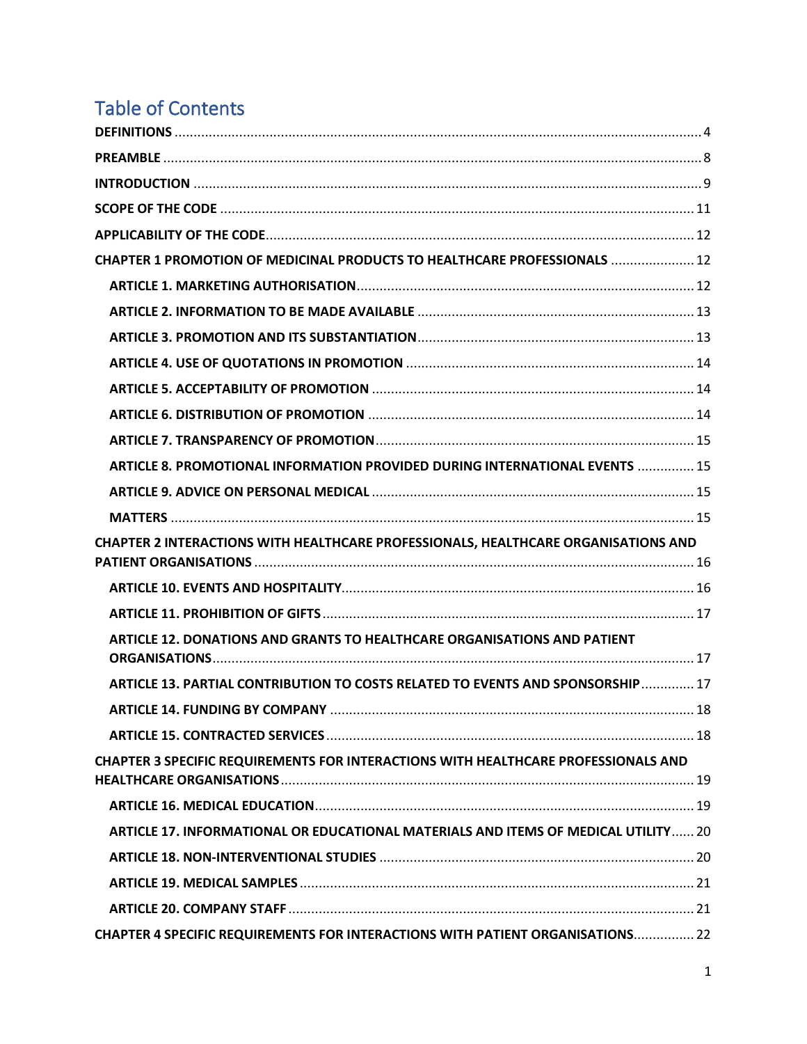# Table of Contents

**DEFINITIONS** .......... 4

**PREAMBLE** .......... 8

**INTRODUCTION** .......... 9

**SCOPE OF THE CODE** .......... 11

**APPLICABILITY OF THE CODE** .......... 12

**CHAPTER 1 PROMOTION OF MEDICINAL PRODUCTS TO HEALTHCARE PROFESSIONALS** .......... 12

- **ARTICLE 1. MARKETING AUTHORISATION** .......... 12
- **ARTICLE 2. INFORMATION TO BE MADE AVAILABLE** .......... 13
- **ARTICLE 3. PROMOTION AND ITS SUBSTANTIATION** .......... 13
- **ARTICLE 4. USE OF QUOTATIONS IN PROMOTION** .......... 14
- **ARTICLE 5. ACCEPTABILITY OF PROMOTION** .......... 14
- **ARTICLE 6. DISTRIBUTION OF PROMOTION** .......... 14
- **ARTICLE 7. TRANSPARENCY OF PROMOTION** .......... 15
- **ARTICLE 8. PROMOTIONAL INFORMATION PROVIDED DURING INTERNATIONAL EVENTS** .......... 15
- **ARTICLE 9. ADVICE ON PERSONAL MEDICAL** .......... 15
- **MATTERS** .......... 15

**CHAPTER 2 INTERACTIONS WITH HEALTHCARE PROFESSIONALS, HEALTHCARE ORGANISATIONS AND PATIENT ORGANISATIONS** .......... 16

- **ARTICLE 10. EVENTS AND HOSPITALITY** .......... 16
- **ARTICLE 11. PROHIBITION OF GIFTS** .......... 17
- **ARTICLE 12. DONATIONS AND GRANTS TO HEALTHCARE ORGANISATIONS AND PATIENT ORGANISATIONS** .......... 17
- **ARTICLE 13. PARTIAL CONTRIBUTION TO COSTS RELATED TO EVENTS AND SPONSORSHIP** .......... 17
- **ARTICLE 14. FUNDING BY COMPANY** .......... 18
- **ARTICLE 15. CONTRACTED SERVICES** .......... 18

**CHAPTER 3 SPECIFIC REQUIREMENTS FOR INTERACTIONS WITH HEALTHCARE PROFESSIONALS AND HEALTHCARE ORGANISATIONS** .......... 19

- **ARTICLE 16. MEDICAL EDUCATION** .......... 19
- **ARTICLE 17. INFORMATIONAL OR EDUCATIONAL MATERIALS AND ITEMS OF MEDICAL UTILITY** .......... 20
- **ARTICLE 18. NON-INTERVENTIONAL STUDIES** .......... 20
- **ARTICLE 19. MEDICAL SAMPLES** .......... 21
- **ARTICLE 20. COMPANY STAFF** .......... 21

**CHAPTER 4 SPECIFIC REQUIREMENTS FOR INTERACTIONS WITH PATIENT ORGANISATIONS** .......... 22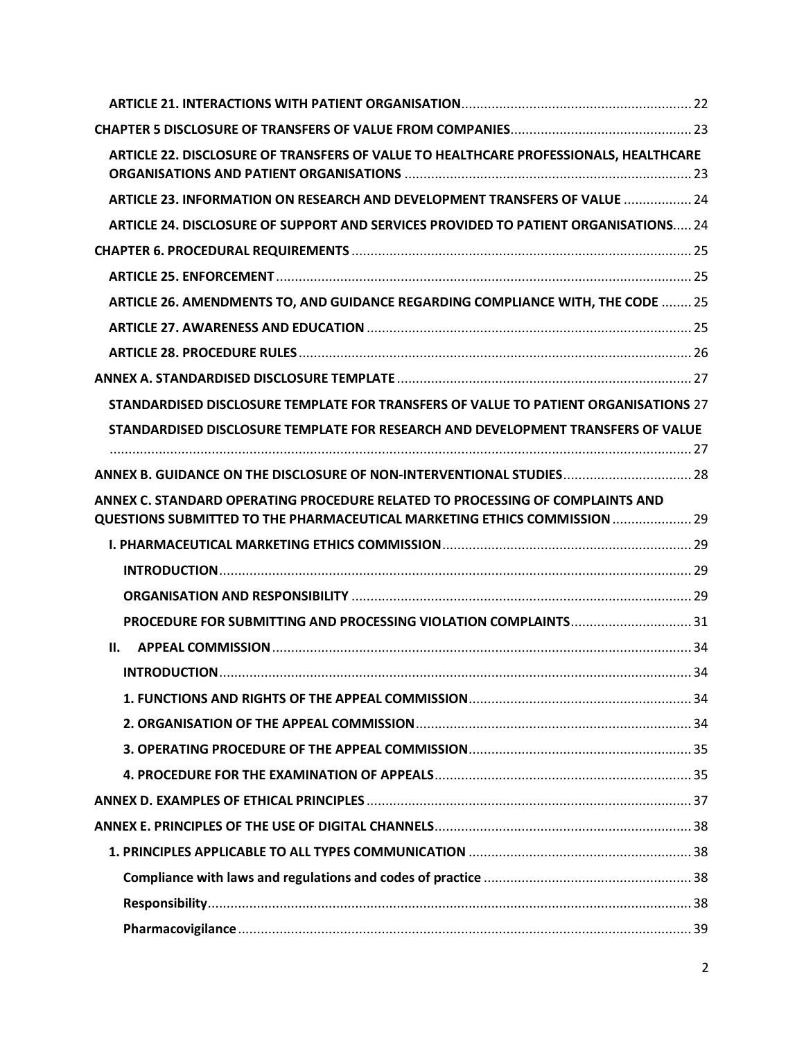ARTICLE 21. INTERACTIONS WITH PATIENT ORGANISATION ..... 22

CHAPTER 5 DISCLOSURE OF TRANSFERS OF VALUE FROM COMPANIES ..... 23

ARTICLE 22. DISCLOSURE OF TRANSFERS OF VALUE TO HEALTHCARE PROFESSIONALS, HEALTHCARE ORGANISATIONS AND PATIENT ORGANISATIONS ..... 23

ARTICLE 23. INFORMATION ON RESEARCH AND DEVELOPMENT TRANSFERS OF VALUE ..... 24

ARTICLE 24. DISCLOSURE OF SUPPORT AND SERVICES PROVIDED TO PATIENT ORGANISATIONS ..... 24

CHAPTER 6. PROCEDURAL REQUIREMENTS ..... 25

ARTICLE 25. ENFORCEMENT ..... 25

ARTICLE 26. AMENDMENTS TO, AND GUIDANCE REGARDING COMPLIANCE WITH, THE CODE ..... 25

ARTICLE 27. AWARENESS AND EDUCATION ..... 25

ARTICLE 28. PROCEDURE RULES ..... 26

ANNEX A. STANDARDISED DISCLOSURE TEMPLATE ..... 27

STANDARDISED DISCLOSURE TEMPLATE FOR TRANSFERS OF VALUE TO PATIENT ORGANISATIONS 27

STANDARDISED DISCLOSURE TEMPLATE FOR RESEARCH AND DEVELOPMENT TRANSFERS OF VALUE ..... 27

ANNEX B. GUIDANCE ON THE DISCLOSURE OF NON-INTERVENTIONAL STUDIES ..... 28

ANNEX C. STANDARD OPERATING PROCEDURE RELATED TO PROCESSING OF COMPLAINTS AND QUESTIONS SUBMITTED TO THE PHARMACEUTICAL MARKETING ETHICS COMMISSION ..... 29

I. PHARMACEUTICAL MARKETING ETHICS COMMISSION ..... 29

INTRODUCTION ..... 29

ORGANISATION AND RESPONSIBILITY ..... 29

PROCEDURE FOR SUBMITTING AND PROCESSING VIOLATION COMPLAINTS ..... 31

II. APPEAL COMMISSION ..... 34

INTRODUCTION ..... 34

1. FUNCTIONS AND RIGHTS OF THE APPEAL COMMISSION ..... 34

2. ORGANISATION OF THE APPEAL COMMISSION ..... 34

3. OPERATING PROCEDURE OF THE APPEAL COMMISSION ..... 35

4. PROCEDURE FOR THE EXAMINATION OF APPEALS ..... 35

ANNEX D. EXAMPLES OF ETHICAL PRINCIPLES ..... 37

ANNEX E. PRINCIPLES OF THE USE OF DIGITAL CHANNELS ..... 38

1. PRINCIPLES APPLICABLE TO ALL TYPES COMMUNICATION ..... 38

Compliance with laws and regulations and codes of practice ..... 38

Responsibility ..... 38

Pharmacovigilance ..... 39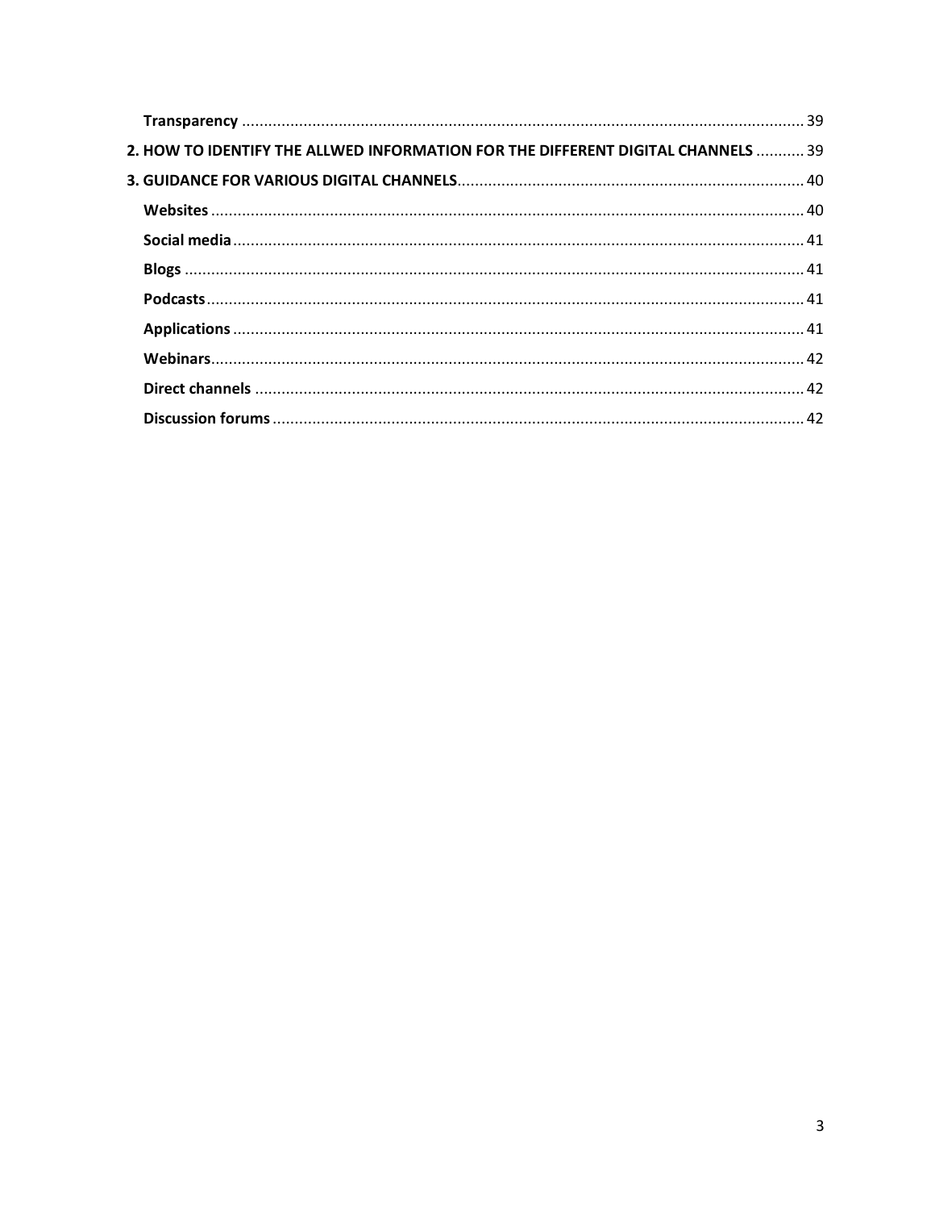**Transparency** ........................................................................................................................................ 39

**2. HOW TO IDENTIFY THE ALLWED INFORMATION FOR THE DIFFERENT DIGITAL CHANNELS** ........... 39

**3. GUIDANCE FOR VARIOUS DIGITAL CHANNELS**............................................................................. 40

**Websites** ............................................................................................................................................ 40

**Social media**........................................................................................................................................ 41

**Blogs** .................................................................................................................................................. 41

**Podcasts**.............................................................................................................................................. 41

**Applications** ....................................................................................................................................... 41

**Webinars**............................................................................................................................................. 42

**Direct channels** ................................................................................................................................... 42

**Discussion forums** .............................................................................................................................. 42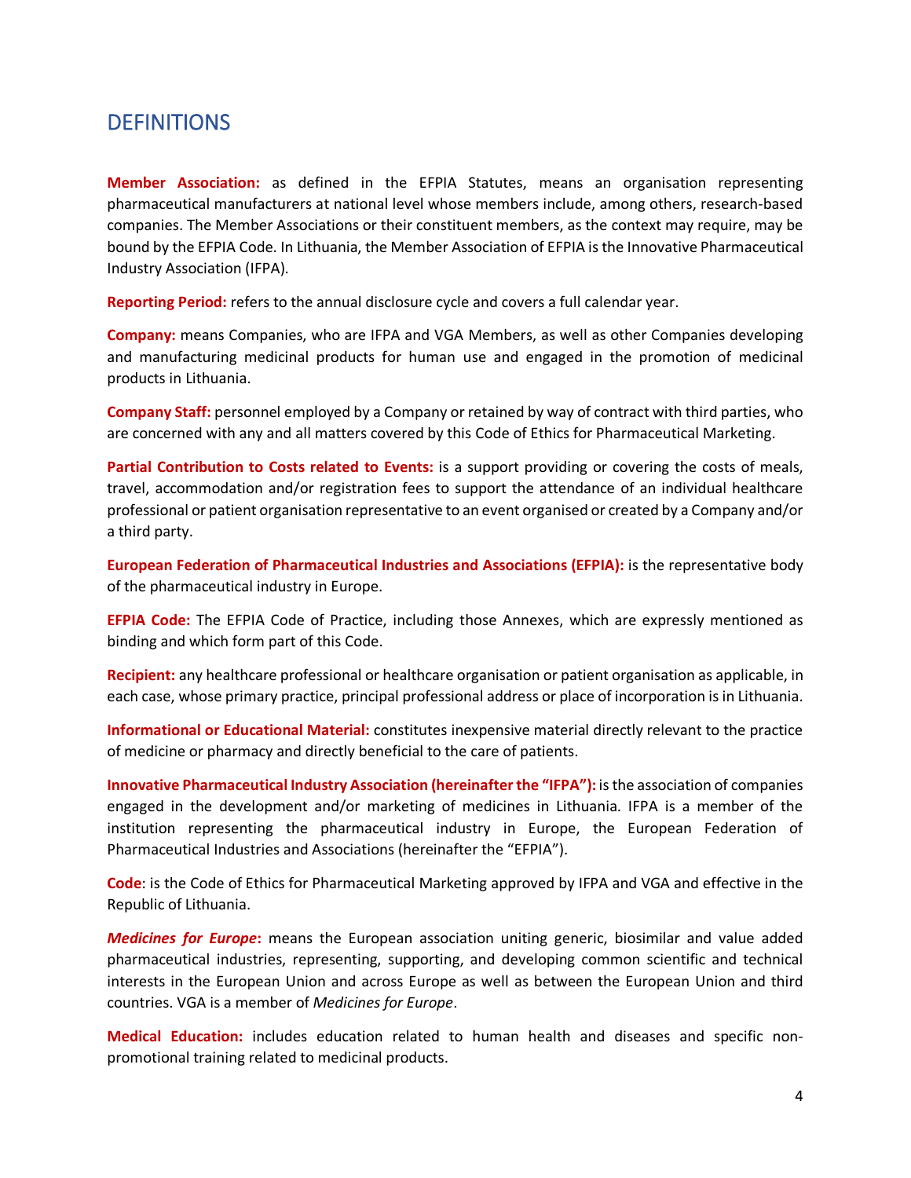## DEFINITIONS

**Member Association:** as defined in the EFPIA Statutes, means an organisation representing pharmaceutical manufacturers at national level whose members include, among others, research-based companies. The Member Associations or their constituent members, as the context may require, may be bound by the EFPIA Code. In Lithuania, the Member Association of EFPIA is the Innovative Pharmaceutical Industry Association (IFPA).

**Reporting Period:** refers to the annual disclosure cycle and covers a full calendar year.

**Company:** means Companies, who are IFPA and VGA Members, as well as other Companies developing and manufacturing medicinal products for human use and engaged in the promotion of medicinal products in Lithuania.

**Company Staff:** personnel employed by a Company or retained by way of contract with third parties, who are concerned with any and all matters covered by this Code of Ethics for Pharmaceutical Marketing.

**Partial Contribution to Costs related to Events:** is a support providing or covering the costs of meals, travel, accommodation and/or registration fees to support the attendance of an individual healthcare professional or patient organisation representative to an event organised or created by a Company and/or a third party.

**European Federation of Pharmaceutical Industries and Associations (EFPIA):** is the representative body of the pharmaceutical industry in Europe.

**EFPIA Code:** The EFPIA Code of Practice, including those Annexes, which are expressly mentioned as binding and which form part of this Code.

**Recipient:** any healthcare professional or healthcare organisation or patient organisation as applicable, in each case, whose primary practice, principal professional address or place of incorporation is in Lithuania.

**Informational or Educational Material:** constitutes inexpensive material directly relevant to the practice of medicine or pharmacy and directly beneficial to the care of patients.

**Innovative Pharmaceutical Industry Association (hereinafter the "IFPA"):** is the association of companies engaged in the development and/or marketing of medicines in Lithuania. IFPA is a member of the institution representing the pharmaceutical industry in Europe, the European Federation of Pharmaceutical Industries and Associations (hereinafter the "EFPIA").

**Code**: is the Code of Ethics for Pharmaceutical Marketing approved by IFPA and VGA and effective in the Republic of Lithuania.

***Medicines for Europe*****:** means the European association uniting generic, biosimilar and value added pharmaceutical industries, representing, supporting, and developing common scientific and technical interests in the European Union and across Europe as well as between the European Union and third countries. VGA is a member of *Medicines for Europe*.

**Medical Education:** includes education related to human health and diseases and specific non-promotional training related to medicinal products.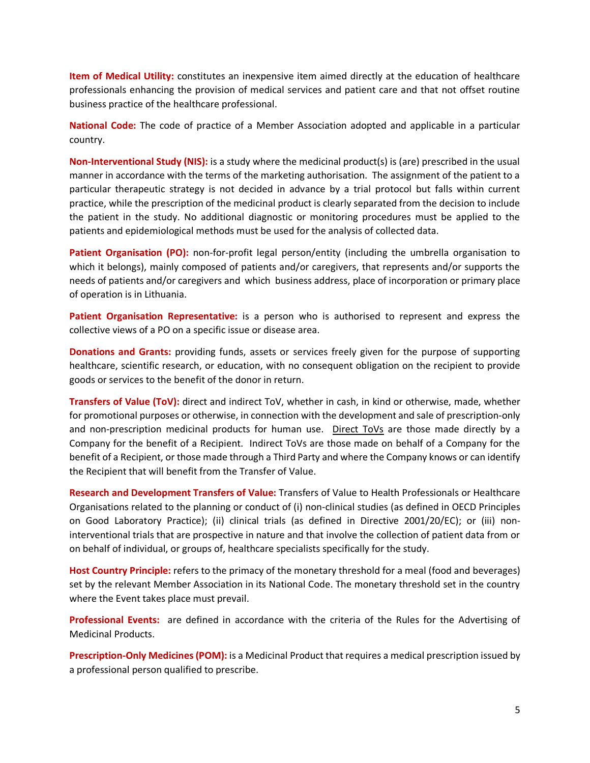**Item of Medical Utility:** constitutes an inexpensive item aimed directly at the education of healthcare professionals enhancing the provision of medical services and patient care and that not offset routine business practice of the healthcare professional.

**National Code:** The code of practice of a Member Association adopted and applicable in a particular country.

**Non-Interventional Study (NIS):** is a study where the medicinal product(s) is (are) prescribed in the usual manner in accordance with the terms of the marketing authorisation. The assignment of the patient to a particular therapeutic strategy is not decided in advance by a trial protocol but falls within current practice, while the prescription of the medicinal product is clearly separated from the decision to include the patient in the study. No additional diagnostic or monitoring procedures must be applied to the patients and epidemiological methods must be used for the analysis of collected data.

**Patient Organisation (PO):** non-for-profit legal person/entity (including the umbrella organisation to which it belongs), mainly composed of patients and/or caregivers, that represents and/or supports the needs of patients and/or caregivers and which business address, place of incorporation or primary place of operation is in Lithuania.

**Patient Organisation Representative:** is a person who is authorised to represent and express the collective views of a PO on a specific issue or disease area.

**Donations and Grants:** providing funds, assets or services freely given for the purpose of supporting healthcare, scientific research, or education, with no consequent obligation on the recipient to provide goods or services to the benefit of the donor in return.

**Transfers of Value (ToV):** direct and indirect ToV, whether in cash, in kind or otherwise, made, whether for promotional purposes or otherwise, in connection with the development and sale of prescription-only and non-prescription medicinal products for human use. Direct ToVs are those made directly by a Company for the benefit of a Recipient. Indirect ToVs are those made on behalf of a Company for the benefit of a Recipient, or those made through a Third Party and where the Company knows or can identify the Recipient that will benefit from the Transfer of Value.

**Research and Development Transfers of Value:** Transfers of Value to Health Professionals or Healthcare Organisations related to the planning or conduct of (i) non-clinical studies (as defined in OECD Principles on Good Laboratory Practice); (ii) clinical trials (as defined in Directive 2001/20/EC); or (iii) non-interventional trials that are prospective in nature and that involve the collection of patient data from or on behalf of individual, or groups of, healthcare specialists specifically for the study.

**Host Country Principle:** refers to the primacy of the monetary threshold for a meal (food and beverages) set by the relevant Member Association in its National Code. The monetary threshold set in the country where the Event takes place must prevail.

**Professional Events:** are defined in accordance with the criteria of the Rules for the Advertising of Medicinal Products.

**Prescription-Only Medicines (POM):** is a Medicinal Product that requires a medical prescription issued by a professional person qualified to prescribe.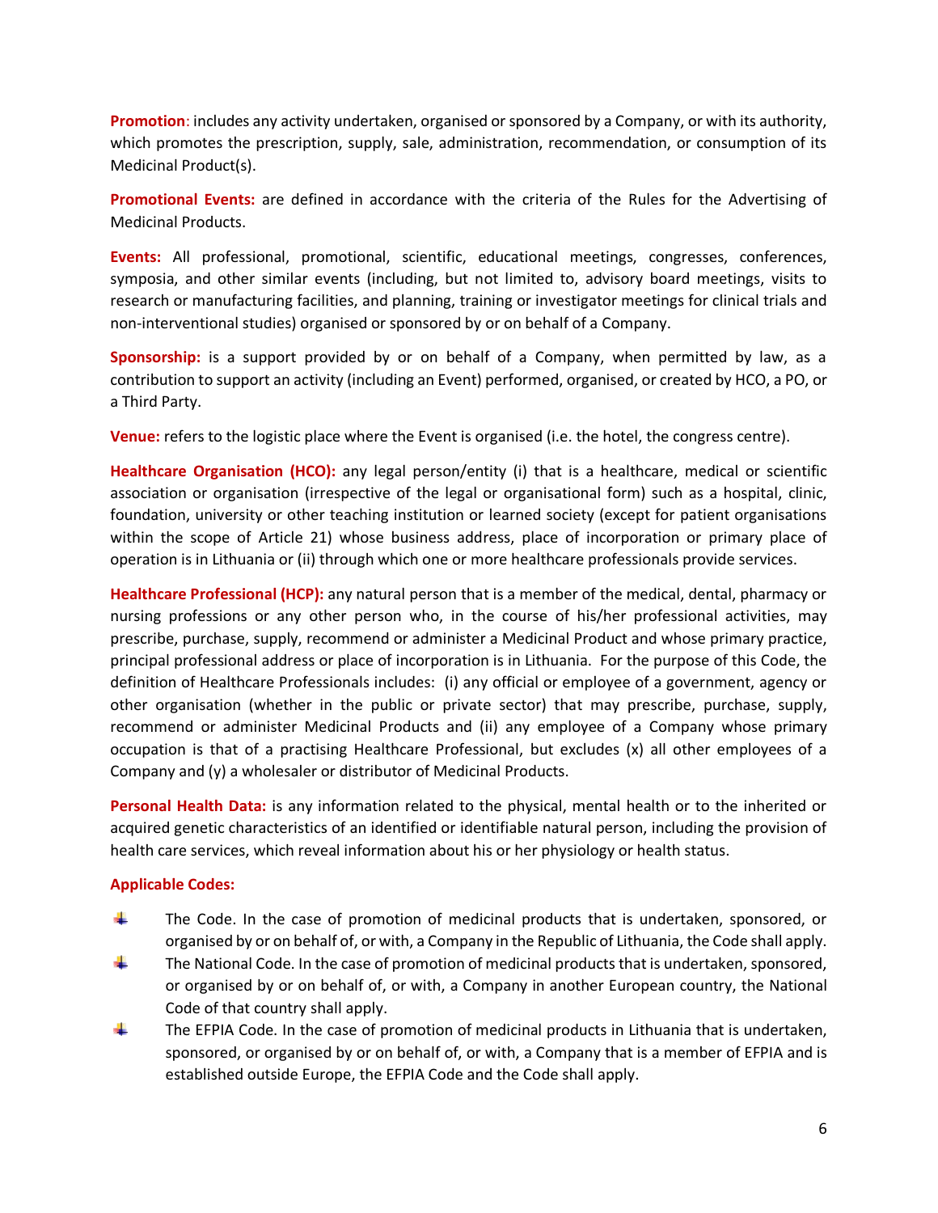**Promotion**: includes any activity undertaken, organised or sponsored by a Company, or with its authority, which promotes the prescription, supply, sale, administration, recommendation, or consumption of its Medicinal Product(s).

**Promotional Events:** are defined in accordance with the criteria of the Rules for the Advertising of Medicinal Products.

**Events:** All professional, promotional, scientific, educational meetings, congresses, conferences, symposia, and other similar events (including, but not limited to, advisory board meetings, visits to research or manufacturing facilities, and planning, training or investigator meetings for clinical trials and non-interventional studies) organised or sponsored by or on behalf of a Company.

**Sponsorship:** is a support provided by or on behalf of a Company, when permitted by law, as a contribution to support an activity (including an Event) performed, organised, or created by HCO, a PO, or a Third Party.

**Venue:** refers to the logistic place where the Event is organised (i.e. the hotel, the congress centre).

**Healthcare Organisation (HCO):** any legal person/entity (i) that is a healthcare, medical or scientific association or organisation (irrespective of the legal or organisational form) such as a hospital, clinic, foundation, university or other teaching institution or learned society (except for patient organisations within the scope of Article 21) whose business address, place of incorporation or primary place of operation is in Lithuania or (ii) through which one or more healthcare professionals provide services.

**Healthcare Professional (HCP):** any natural person that is a member of the medical, dental, pharmacy or nursing professions or any other person who, in the course of his/her professional activities, may prescribe, purchase, supply, recommend or administer a Medicinal Product and whose primary practice, principal professional address or place of incorporation is in Lithuania. For the purpose of this Code, the definition of Healthcare Professionals includes: (i) any official or employee of a government, agency or other organisation (whether in the public or private sector) that may prescribe, purchase, supply, recommend or administer Medicinal Products and (ii) any employee of a Company whose primary occupation is that of a practising Healthcare Professional, but excludes (x) all other employees of a Company and (y) a wholesaler or distributor of Medicinal Products.

**Personal Health Data:** is any information related to the physical, mental health or to the inherited or acquired genetic characteristics of an identified or identifiable natural person, including the provision of health care services, which reveal information about his or her physiology or health status.

**Applicable Codes:**

- The Code. In the case of promotion of medicinal products that is undertaken, sponsored, or organised by or on behalf of, or with, a Company in the Republic of Lithuania, the Code shall apply.
- The National Code. In the case of promotion of medicinal products that is undertaken, sponsored, or organised by or on behalf of, or with, a Company in another European country, the National Code of that country shall apply.
- The EFPIA Code. In the case of promotion of medicinal products in Lithuania that is undertaken, sponsored, or organised by or on behalf of, or with, a Company that is a member of EFPIA and is established outside Europe, the EFPIA Code and the Code shall apply.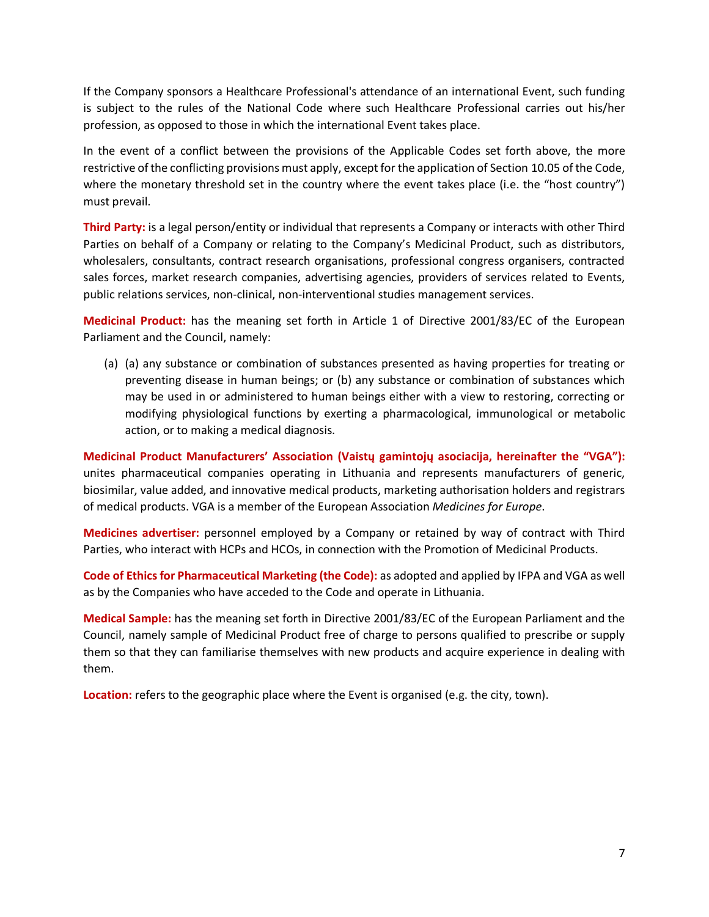If the Company sponsors a Healthcare Professional's attendance of an international Event, such funding is subject to the rules of the National Code where such Healthcare Professional carries out his/her profession, as opposed to those in which the international Event takes place.

In the event of a conflict between the provisions of the Applicable Codes set forth above, the more restrictive of the conflicting provisions must apply, except for the application of Section 10.05 of the Code, where the monetary threshold set in the country where the event takes place (i.e. the "host country") must prevail.

**Third Party:** is a legal person/entity or individual that represents a Company or interacts with other Third Parties on behalf of a Company or relating to the Company's Medicinal Product, such as distributors, wholesalers, consultants, contract research organisations, professional congress organisers, contracted sales forces, market research companies, advertising agencies, providers of services related to Events, public relations services, non-clinical, non-interventional studies management services.

**Medicinal Product:** has the meaning set forth in Article 1 of Directive 2001/83/EC of the European Parliament and the Council, namely:

(a) (a) any substance or combination of substances presented as having properties for treating or preventing disease in human beings; or (b) any substance or combination of substances which may be used in or administered to human beings either with a view to restoring, correcting or modifying physiological functions by exerting a pharmacological, immunological or metabolic action, or to making a medical diagnosis.

**Medicinal Product Manufacturers' Association (Vaistų gamintojų asociacija, hereinafter the "VGA"):** unites pharmaceutical companies operating in Lithuania and represents manufacturers of generic, biosimilar, value added, and innovative medical products, marketing authorisation holders and registrars of medical products. VGA is a member of the European Association *Medicines for Europe*.

**Medicines advertiser:** personnel employed by a Company or retained by way of contract with Third Parties, who interact with HCPs and HCOs, in connection with the Promotion of Medicinal Products.

**Code of Ethics for Pharmaceutical Marketing (the Code):** as adopted and applied by IFPA and VGA as well as by the Companies who have acceded to the Code and operate in Lithuania.

**Medical Sample:** has the meaning set forth in Directive 2001/83/EC of the European Parliament and the Council, namely sample of Medicinal Product free of charge to persons qualified to prescribe or supply them so that they can familiarise themselves with new products and acquire experience in dealing with them.

**Location:** refers to the geographic place where the Event is organised (e.g. the city, town).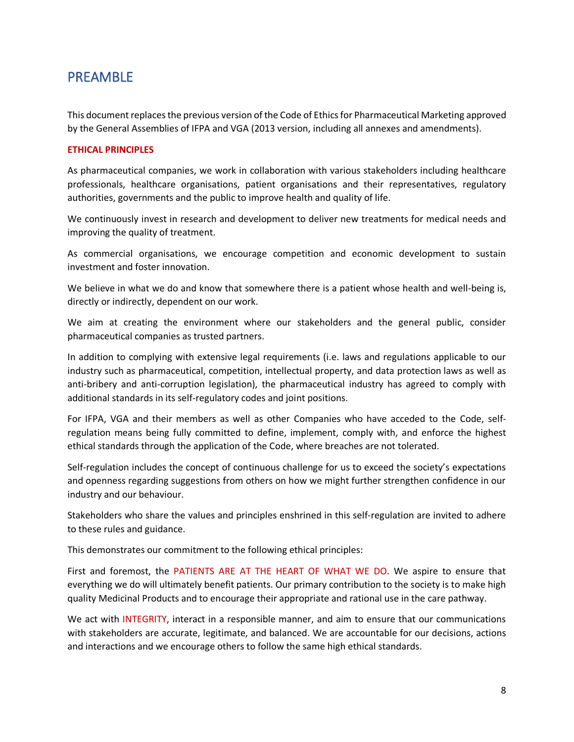# PREAMBLE

This document replaces the previous version of the Code of Ethics for Pharmaceutical Marketing approved by the General Assemblies of IFPA and VGA (2013 version, including all annexes and amendments).

**ETHICAL PRINCIPLES**

As pharmaceutical companies, we work in collaboration with various stakeholders including healthcare professionals, healthcare organisations, patient organisations and their representatives, regulatory authorities, governments and the public to improve health and quality of life.

We continuously invest in research and development to deliver new treatments for medical needs and improving the quality of treatment.

As commercial organisations, we encourage competition and economic development to sustain investment and foster innovation.

We believe in what we do and know that somewhere there is a patient whose health and well-being is, directly or indirectly, dependent on our work.

We aim at creating the environment where our stakeholders and the general public, consider pharmaceutical companies as trusted partners.

In addition to complying with extensive legal requirements (i.e. laws and regulations applicable to our industry such as pharmaceutical, competition, intellectual property, and data protection laws as well as anti-bribery and anti-corruption legislation), the pharmaceutical industry has agreed to comply with additional standards in its self-regulatory codes and joint positions.

For IFPA, VGA and their members as well as other Companies who have acceded to the Code, self-regulation means being fully committed to define, implement, comply with, and enforce the highest ethical standards through the application of the Code, where breaches are not tolerated.

Self-regulation includes the concept of continuous challenge for us to exceed the society's expectations and openness regarding suggestions from others on how we might further strengthen confidence in our industry and our behaviour.

Stakeholders who share the values and principles enshrined in this self-regulation are invited to adhere to these rules and guidance.

This demonstrates our commitment to the following ethical principles:

First and foremost, the PATIENTS ARE AT THE HEART OF WHAT WE DO. We aspire to ensure that everything we do will ultimately benefit patients. Our primary contribution to the society is to make high quality Medicinal Products and to encourage their appropriate and rational use in the care pathway.

We act with INTEGRITY, interact in a responsible manner, and aim to ensure that our communications with stakeholders are accurate, legitimate, and balanced. We are accountable for our decisions, actions and interactions and we encourage others to follow the same high ethical standards.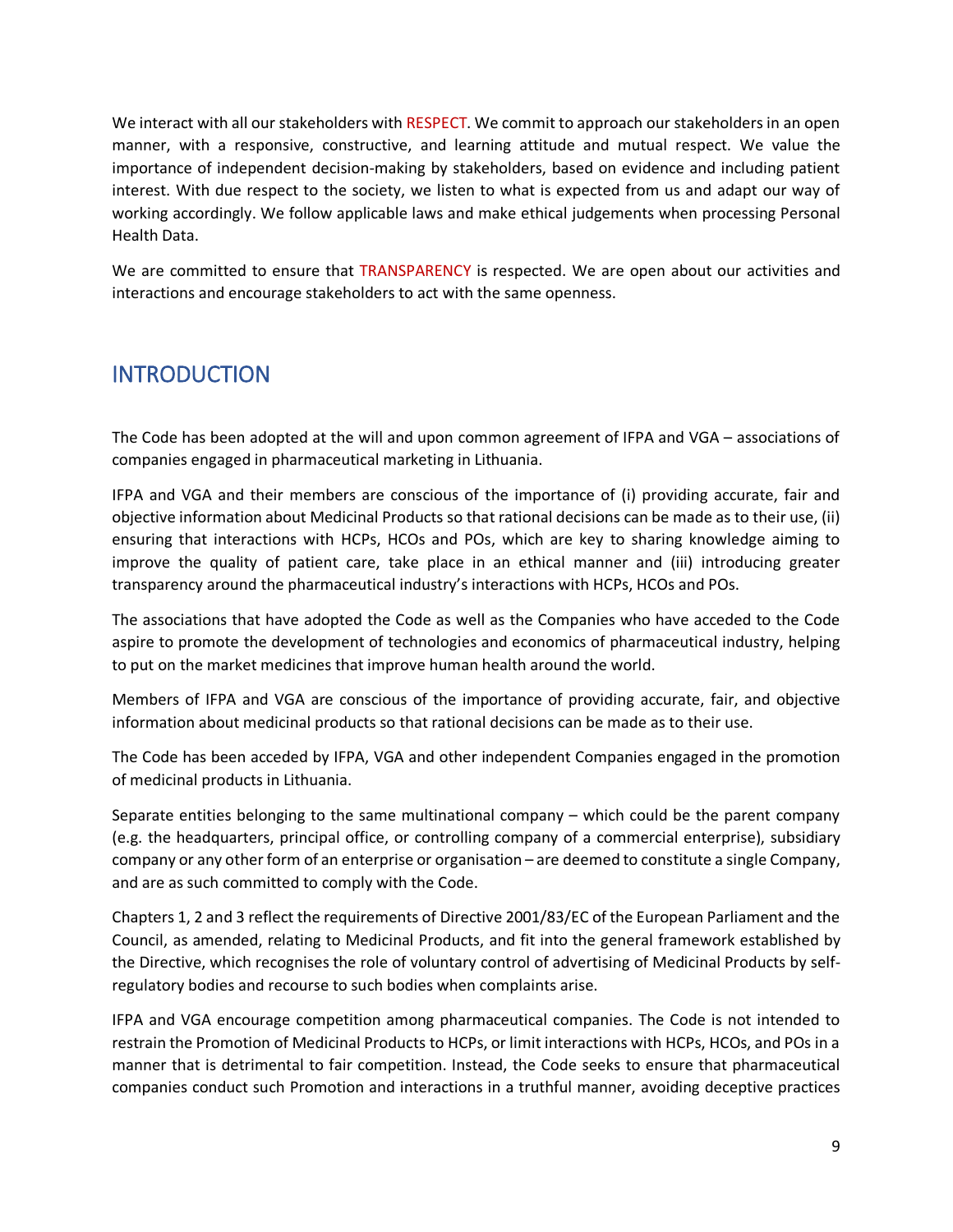We interact with all our stakeholders with RESPECT. We commit to approach our stakeholders in an open manner, with a responsive, constructive, and learning attitude and mutual respect. We value the importance of independent decision-making by stakeholders, based on evidence and including patient interest. With due respect to the society, we listen to what is expected from us and adapt our way of working accordingly. We follow applicable laws and make ethical judgements when processing Personal Health Data.

We are committed to ensure that TRANSPARENCY is respected. We are open about our activities and interactions and encourage stakeholders to act with the same openness.

## INTRODUCTION

The Code has been adopted at the will and upon common agreement of IFPA and VGA – associations of companies engaged in pharmaceutical marketing in Lithuania.

IFPA and VGA and their members are conscious of the importance of (i) providing accurate, fair and objective information about Medicinal Products so that rational decisions can be made as to their use, (ii) ensuring that interactions with HCPs, HCOs and POs, which are key to sharing knowledge aiming to improve the quality of patient care, take place in an ethical manner and (iii) introducing greater transparency around the pharmaceutical industry's interactions with HCPs, HCOs and POs.

The associations that have adopted the Code as well as the Companies who have acceded to the Code aspire to promote the development of technologies and economics of pharmaceutical industry, helping to put on the market medicines that improve human health around the world.

Members of IFPA and VGA are conscious of the importance of providing accurate, fair, and objective information about medicinal products so that rational decisions can be made as to their use.

The Code has been acceded by IFPA, VGA and other independent Companies engaged in the promotion of medicinal products in Lithuania.

Separate entities belonging to the same multinational company – which could be the parent company (e.g. the headquarters, principal office, or controlling company of a commercial enterprise), subsidiary company or any other form of an enterprise or organisation – are deemed to constitute a single Company, and are as such committed to comply with the Code.

Chapters 1, 2 and 3 reflect the requirements of Directive 2001/83/EC of the European Parliament and the Council, as amended, relating to Medicinal Products, and fit into the general framework established by the Directive, which recognises the role of voluntary control of advertising of Medicinal Products by self-regulatory bodies and recourse to such bodies when complaints arise.

IFPA and VGA encourage competition among pharmaceutical companies. The Code is not intended to restrain the Promotion of Medicinal Products to HCPs, or limit interactions with HCPs, HCOs, and POs in a manner that is detrimental to fair competition. Instead, the Code seeks to ensure that pharmaceutical companies conduct such Promotion and interactions in a truthful manner, avoiding deceptive practices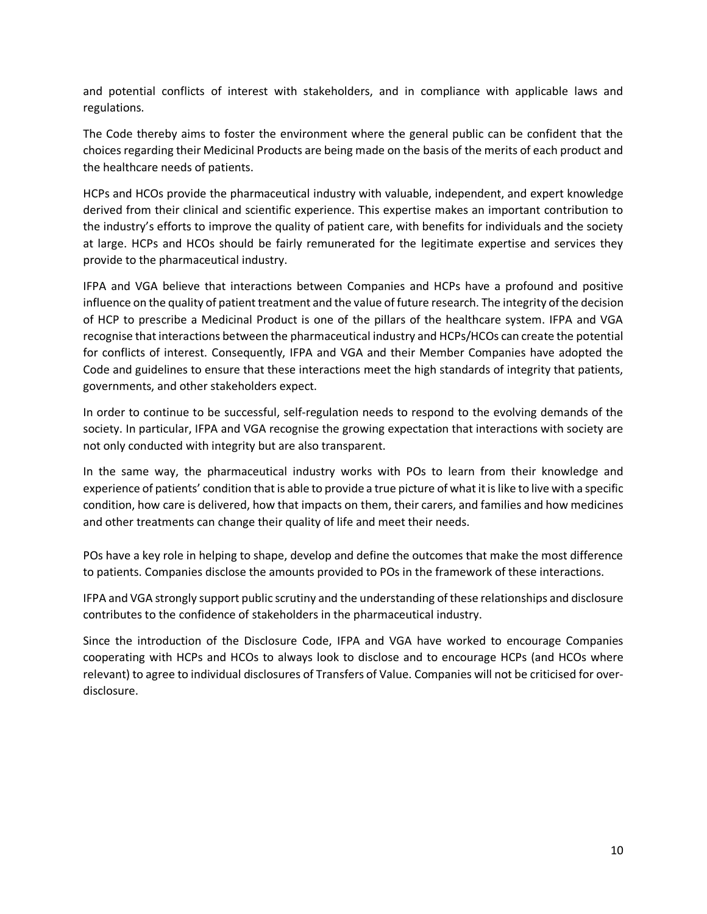and potential conflicts of interest with stakeholders, and in compliance with applicable laws and regulations.

The Code thereby aims to foster the environment where the general public can be confident that the choices regarding their Medicinal Products are being made on the basis of the merits of each product and the healthcare needs of patients.

HCPs and HCOs provide the pharmaceutical industry with valuable, independent, and expert knowledge derived from their clinical and scientific experience. This expertise makes an important contribution to the industry's efforts to improve the quality of patient care, with benefits for individuals and the society at large. HCPs and HCOs should be fairly remunerated for the legitimate expertise and services they provide to the pharmaceutical industry.

IFPA and VGA believe that interactions between Companies and HCPs have a profound and positive influence on the quality of patient treatment and the value of future research. The integrity of the decision of HCP to prescribe a Medicinal Product is one of the pillars of the healthcare system. IFPA and VGA recognise that interactions between the pharmaceutical industry and HCPs/HCOs can create the potential for conflicts of interest. Consequently, IFPA and VGA and their Member Companies have adopted the Code and guidelines to ensure that these interactions meet the high standards of integrity that patients, governments, and other stakeholders expect.

In order to continue to be successful, self-regulation needs to respond to the evolving demands of the society. In particular, IFPA and VGA recognise the growing expectation that interactions with society are not only conducted with integrity but are also transparent.

In the same way, the pharmaceutical industry works with POs to learn from their knowledge and experience of patients' condition that is able to provide a true picture of what it is like to live with a specific condition, how care is delivered, how that impacts on them, their carers, and families and how medicines and other treatments can change their quality of life and meet their needs.

POs have a key role in helping to shape, develop and define the outcomes that make the most difference to patients. Companies disclose the amounts provided to POs in the framework of these interactions.

IFPA and VGA strongly support public scrutiny and the understanding of these relationships and disclosure contributes to the confidence of stakeholders in the pharmaceutical industry.

Since the introduction of the Disclosure Code, IFPA and VGA have worked to encourage Companies cooperating with HCPs and HCOs to always look to disclose and to encourage HCPs (and HCOs where relevant) to agree to individual disclosures of Transfers of Value. Companies will not be criticised for over-disclosure.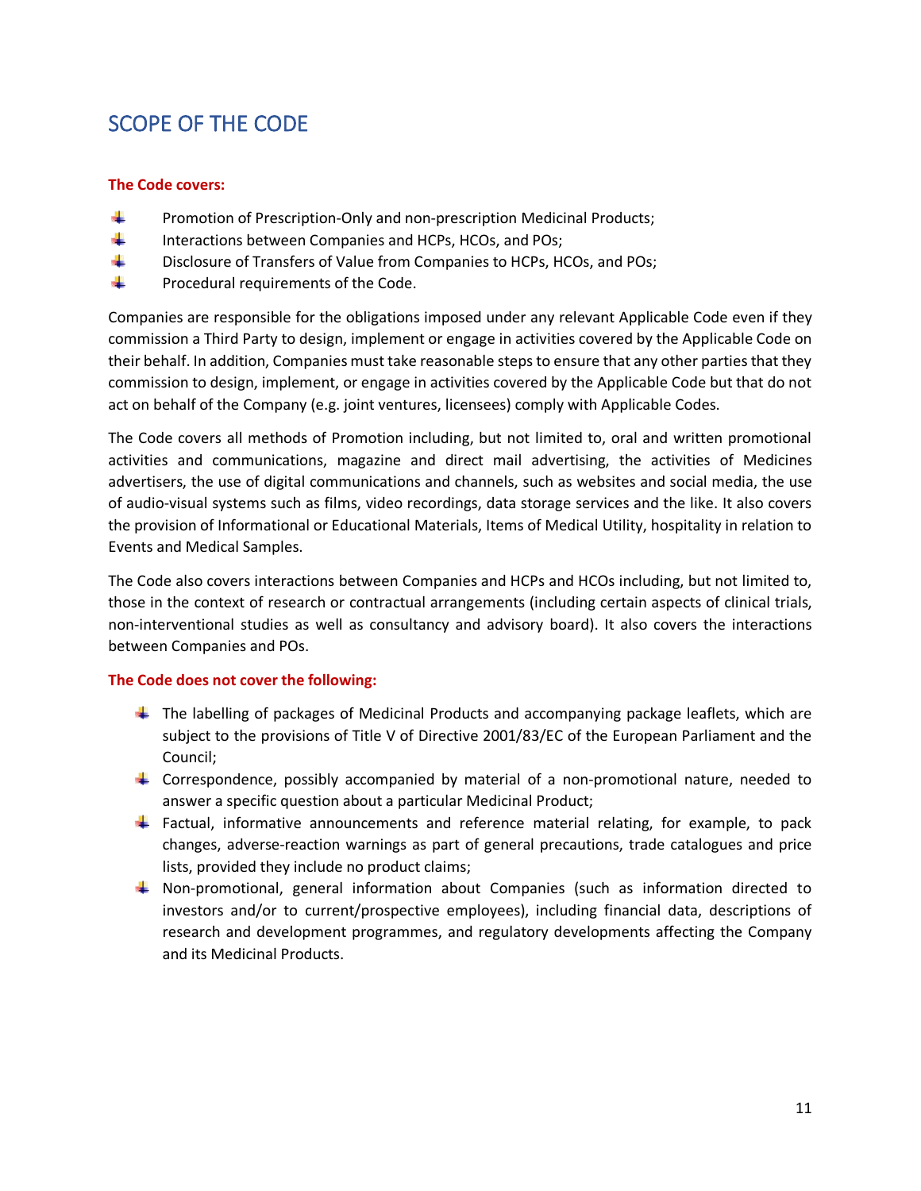## SCOPE OF THE CODE

**The Code covers:**

- Promotion of Prescription-Only and non-prescription Medicinal Products;
- Interactions between Companies and HCPs, HCOs, and POs;
- Disclosure of Transfers of Value from Companies to HCPs, HCOs, and POs;
- Procedural requirements of the Code.

Companies are responsible for the obligations imposed under any relevant Applicable Code even if they commission a Third Party to design, implement or engage in activities covered by the Applicable Code on their behalf. In addition, Companies must take reasonable steps to ensure that any other parties that they commission to design, implement, or engage in activities covered by the Applicable Code but that do not act on behalf of the Company (e.g. joint ventures, licensees) comply with Applicable Codes.

The Code covers all methods of Promotion including, but not limited to, oral and written promotional activities and communications, magazine and direct mail advertising, the activities of Medicines advertisers, the use of digital communications and channels, such as websites and social media, the use of audio-visual systems such as films, video recordings, data storage services and the like. It also covers the provision of Informational or Educational Materials, Items of Medical Utility, hospitality in relation to Events and Medical Samples.

The Code also covers interactions between Companies and HCPs and HCOs including, but not limited to, those in the context of research or contractual arrangements (including certain aspects of clinical trials, non-interventional studies as well as consultancy and advisory board). It also covers the interactions between Companies and POs.

**The Code does not cover the following:**

- The labelling of packages of Medicinal Products and accompanying package leaflets, which are subject to the provisions of Title V of Directive 2001/83/EC of the European Parliament and the Council;
- Correspondence, possibly accompanied by material of a non-promotional nature, needed to answer a specific question about a particular Medicinal Product;
- Factual, informative announcements and reference material relating, for example, to pack changes, adverse-reaction warnings as part of general precautions, trade catalogues and price lists, provided they include no product claims;
- Non-promotional, general information about Companies (such as information directed to investors and/or to current/prospective employees), including financial data, descriptions of research and development programmes, and regulatory developments affecting the Company and its Medicinal Products.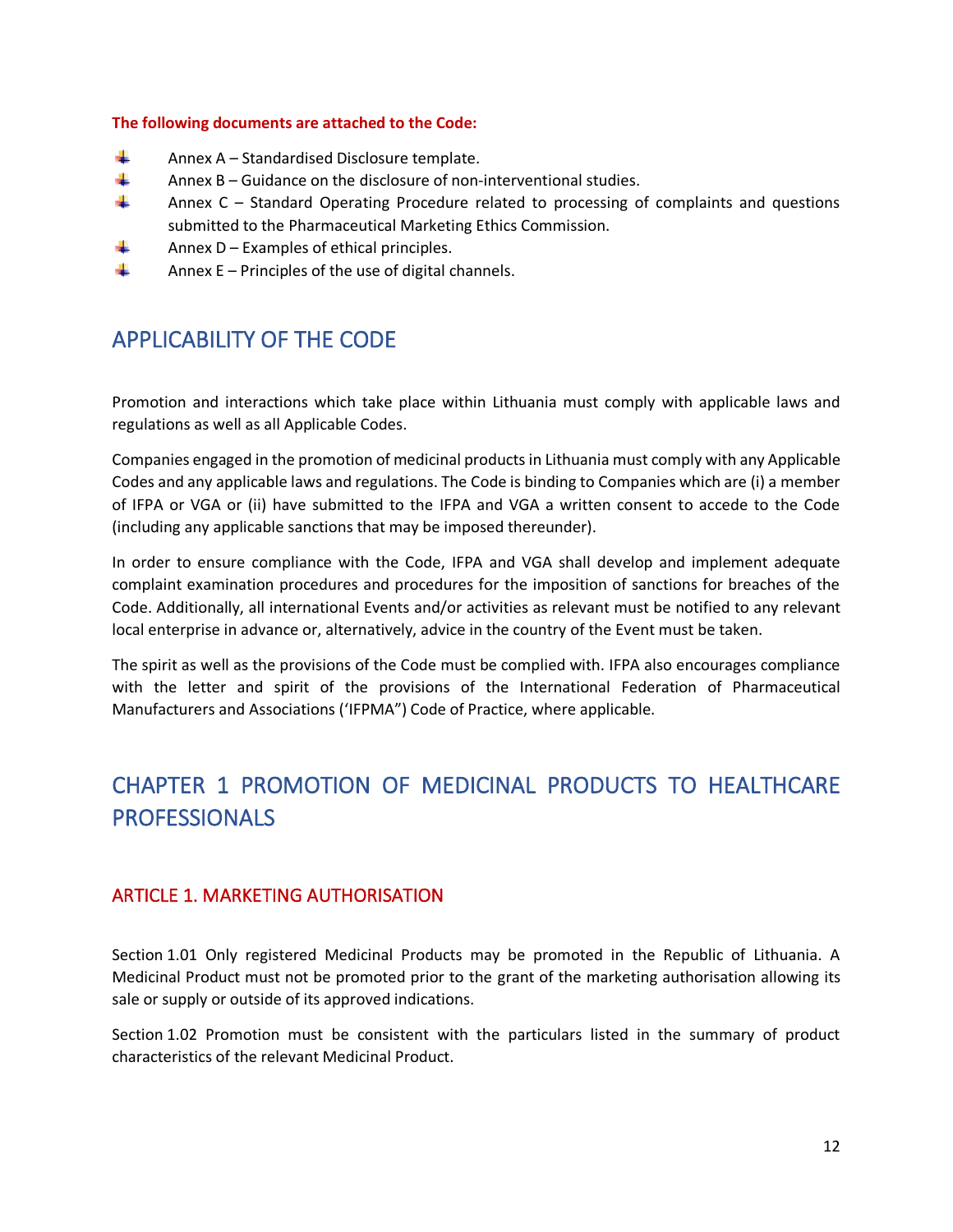**The following documents are attached to the Code:**

- Annex A – Standardised Disclosure template.
- Annex B – Guidance on the disclosure of non-interventional studies.
- Annex C – Standard Operating Procedure related to processing of complaints and questions submitted to the Pharmaceutical Marketing Ethics Commission.
- Annex D – Examples of ethical principles.
- Annex E – Principles of the use of digital channels.

## APPLICABILITY OF THE CODE

Promotion and interactions which take place within Lithuania must comply with applicable laws and regulations as well as all Applicable Codes.

Companies engaged in the promotion of medicinal products in Lithuania must comply with any Applicable Codes and any applicable laws and regulations. The Code is binding to Companies which are (i) a member of IFPA or VGA or (ii) have submitted to the IFPA and VGA a written consent to accede to the Code (including any applicable sanctions that may be imposed thereunder).

In order to ensure compliance with the Code, IFPA and VGA shall develop and implement adequate complaint examination procedures and procedures for the imposition of sanctions for breaches of the Code. Additionally, all international Events and/or activities as relevant must be notified to any relevant local enterprise in advance or, alternatively, advice in the country of the Event must be taken.

The spirit as well as the provisions of the Code must be complied with. IFPA also encourages compliance with the letter and spirit of the provisions of the International Federation of Pharmaceutical Manufacturers and Associations ('IFPMA") Code of Practice, where applicable.

# CHAPTER 1 PROMOTION OF MEDICINAL PRODUCTS TO HEALTHCARE PROFESSIONALS

### ARTICLE 1. MARKETING AUTHORISATION

Section 1.01 Only registered Medicinal Products may be promoted in the Republic of Lithuania. A Medicinal Product must not be promoted prior to the grant of the marketing authorisation allowing its sale or supply or outside of its approved indications.

Section 1.02 Promotion must be consistent with the particulars listed in the summary of product characteristics of the relevant Medicinal Product.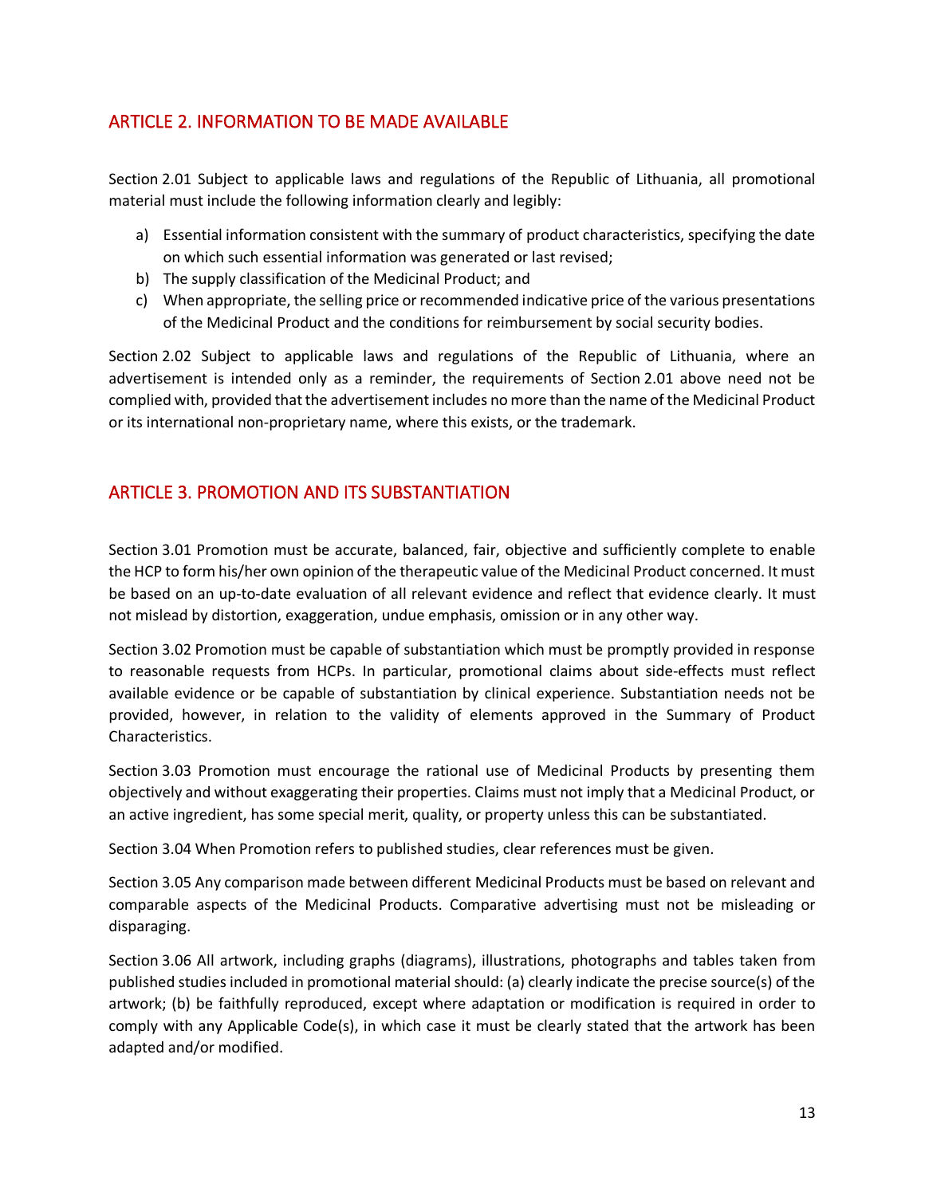## ARTICLE 2. INFORMATION TO BE MADE AVAILABLE

Section 2.01 Subject to applicable laws and regulations of the Republic of Lithuania, all promotional material must include the following information clearly and legibly:

a) Essential information consistent with the summary of product characteristics, specifying the date on which such essential information was generated or last revised;
b) The supply classification of the Medicinal Product; and
c) When appropriate, the selling price or recommended indicative price of the various presentations of the Medicinal Product and the conditions for reimbursement by social security bodies.

Section 2.02 Subject to applicable laws and regulations of the Republic of Lithuania, where an advertisement is intended only as a reminder, the requirements of Section 2.01 above need not be complied with, provided that the advertisement includes no more than the name of the Medicinal Product or its international non-proprietary name, where this exists, or the trademark.

## ARTICLE 3. PROMOTION AND ITS SUBSTANTIATION

Section 3.01 Promotion must be accurate, balanced, fair, objective and sufficiently complete to enable the HCP to form his/her own opinion of the therapeutic value of the Medicinal Product concerned. It must be based on an up-to-date evaluation of all relevant evidence and reflect that evidence clearly. It must not mislead by distortion, exaggeration, undue emphasis, omission or in any other way.

Section 3.02 Promotion must be capable of substantiation which must be promptly provided in response to reasonable requests from HCPs. In particular, promotional claims about side-effects must reflect available evidence or be capable of substantiation by clinical experience. Substantiation needs not be provided, however, in relation to the validity of elements approved in the Summary of Product Characteristics.

Section 3.03 Promotion must encourage the rational use of Medicinal Products by presenting them objectively and without exaggerating their properties. Claims must not imply that a Medicinal Product, or an active ingredient, has some special merit, quality, or property unless this can be substantiated.

Section 3.04 When Promotion refers to published studies, clear references must be given.

Section 3.05 Any comparison made between different Medicinal Products must be based on relevant and comparable aspects of the Medicinal Products. Comparative advertising must not be misleading or disparaging.

Section 3.06 All artwork, including graphs (diagrams), illustrations, photographs and tables taken from published studies included in promotional material should: (a) clearly indicate the precise source(s) of the artwork; (b) be faithfully reproduced, except where adaptation or modification is required in order to comply with any Applicable Code(s), in which case it must be clearly stated that the artwork has been adapted and/or modified.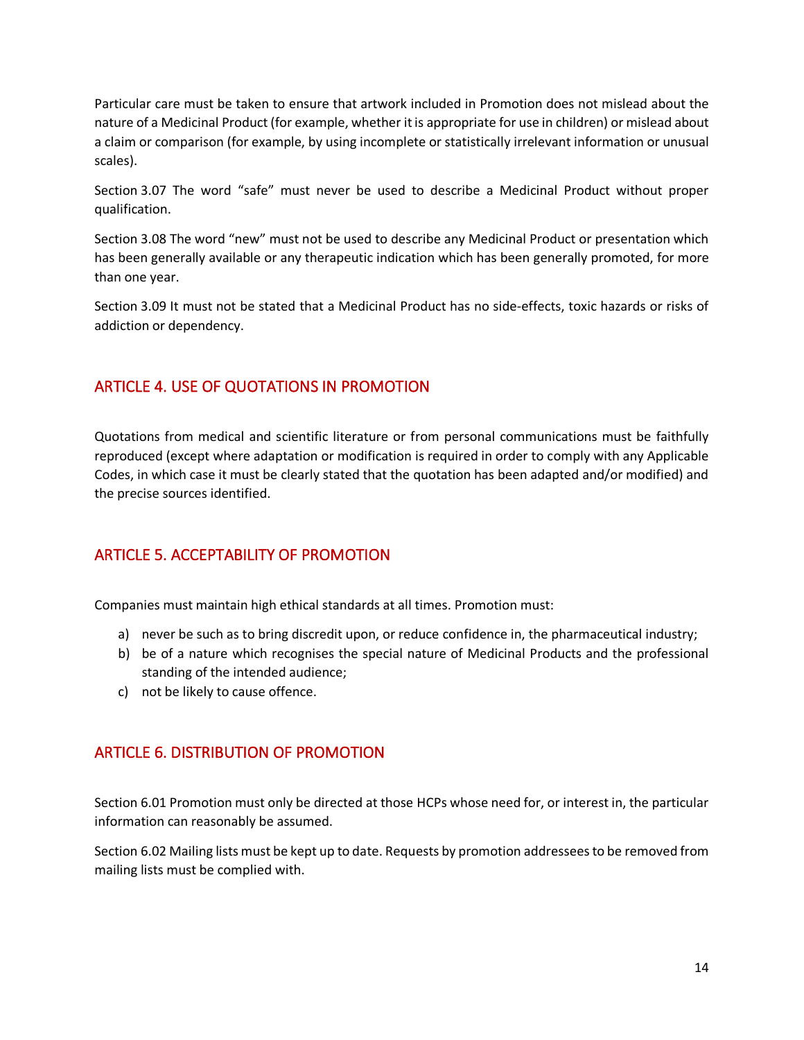Particular care must be taken to ensure that artwork included in Promotion does not mislead about the nature of a Medicinal Product (for example, whether it is appropriate for use in children) or mislead about a claim or comparison (for example, by using incomplete or statistically irrelevant information or unusual scales).

Section 3.07 The word "safe" must never be used to describe a Medicinal Product without proper qualification.

Section 3.08 The word "new" must not be used to describe any Medicinal Product or presentation which has been generally available or any therapeutic indication which has been generally promoted, for more than one year.

Section 3.09 It must not be stated that a Medicinal Product has no side-effects, toxic hazards or risks of addiction or dependency.

## ARTICLE 4. USE OF QUOTATIONS IN PROMOTION

Quotations from medical and scientific literature or from personal communications must be faithfully reproduced (except where adaptation or modification is required in order to comply with any Applicable Codes, in which case it must be clearly stated that the quotation has been adapted and/or modified) and the precise sources identified.

## ARTICLE 5. ACCEPTABILITY OF PROMOTION

Companies must maintain high ethical standards at all times. Promotion must:

a) never be such as to bring discredit upon, or reduce confidence in, the pharmaceutical industry;
b) be of a nature which recognises the special nature of Medicinal Products and the professional standing of the intended audience;
c) not be likely to cause offence.

## ARTICLE 6. DISTRIBUTION OF PROMOTION

Section 6.01 Promotion must only be directed at those HCPs whose need for, or interest in, the particular information can reasonably be assumed.

Section 6.02 Mailing lists must be kept up to date. Requests by promotion addressees to be removed from mailing lists must be complied with.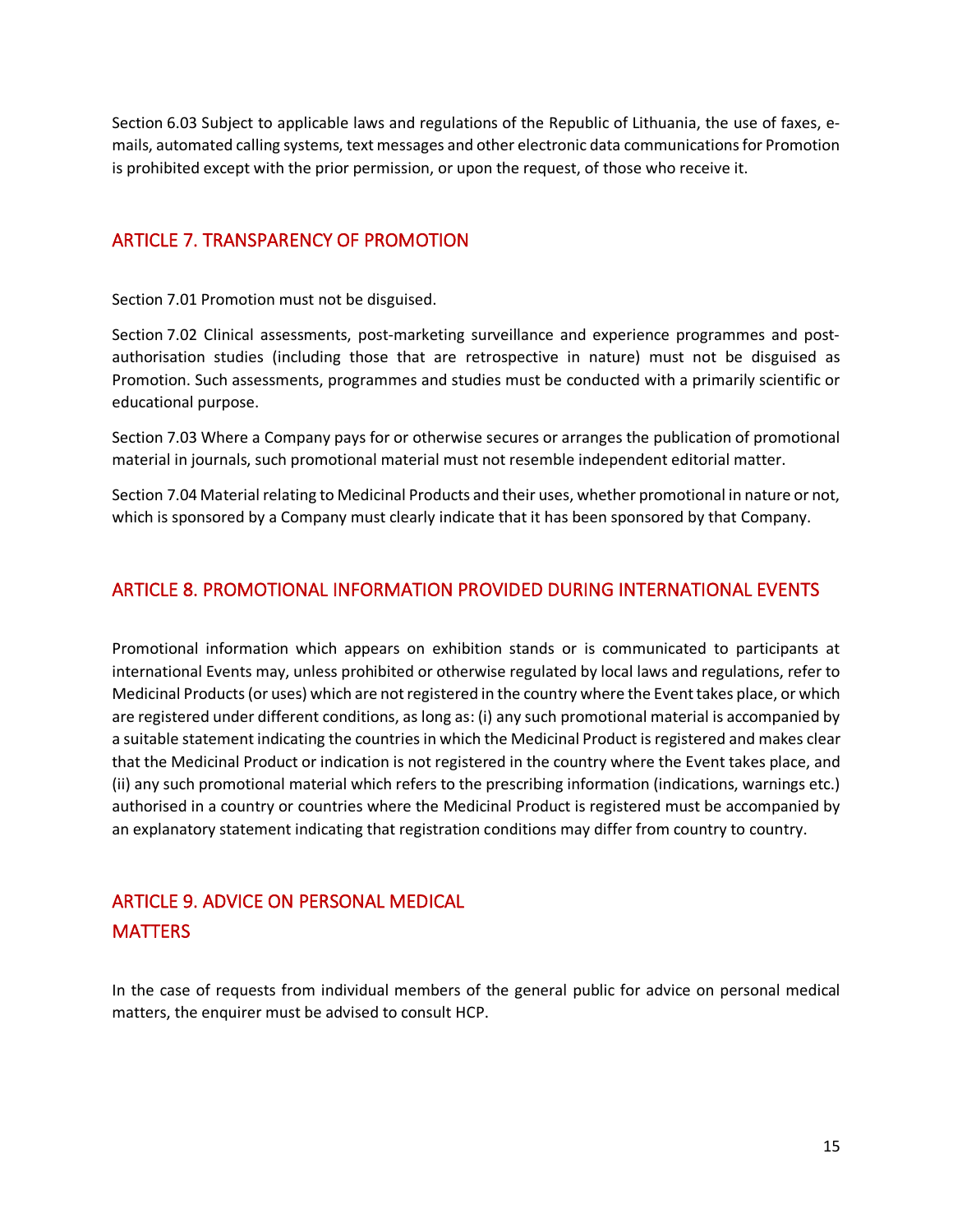Section 6.03 Subject to applicable laws and regulations of the Republic of Lithuania, the use of faxes, e-mails, automated calling systems, text messages and other electronic data communications for Promotion is prohibited except with the prior permission, or upon the request, of those who receive it.

## ARTICLE 7. TRANSPARENCY OF PROMOTION

Section 7.01 Promotion must not be disguised.

Section 7.02 Clinical assessments, post-marketing surveillance and experience programmes and post-authorisation studies (including those that are retrospective in nature) must not be disguised as Promotion. Such assessments, programmes and studies must be conducted with a primarily scientific or educational purpose.

Section 7.03 Where a Company pays for or otherwise secures or arranges the publication of promotional material in journals, such promotional material must not resemble independent editorial matter.

Section 7.04 Material relating to Medicinal Products and their uses, whether promotional in nature or not, which is sponsored by a Company must clearly indicate that it has been sponsored by that Company.

## ARTICLE 8. PROMOTIONAL INFORMATION PROVIDED DURING INTERNATIONAL EVENTS

Promotional information which appears on exhibition stands or is communicated to participants at international Events may, unless prohibited or otherwise regulated by local laws and regulations, refer to Medicinal Products (or uses) which are not registered in the country where the Event takes place, or which are registered under different conditions, as long as: (i) any such promotional material is accompanied by a suitable statement indicating the countries in which the Medicinal Product is registered and makes clear that the Medicinal Product or indication is not registered in the country where the Event takes place, and (ii) any such promotional material which refers to the prescribing information (indications, warnings etc.) authorised in a country or countries where the Medicinal Product is registered must be accompanied by an explanatory statement indicating that registration conditions may differ from country to country.

## ARTICLE 9. ADVICE ON PERSONAL MEDICAL MATTERS

In the case of requests from individual members of the general public for advice on personal medical matters, the enquirer must be advised to consult HCP.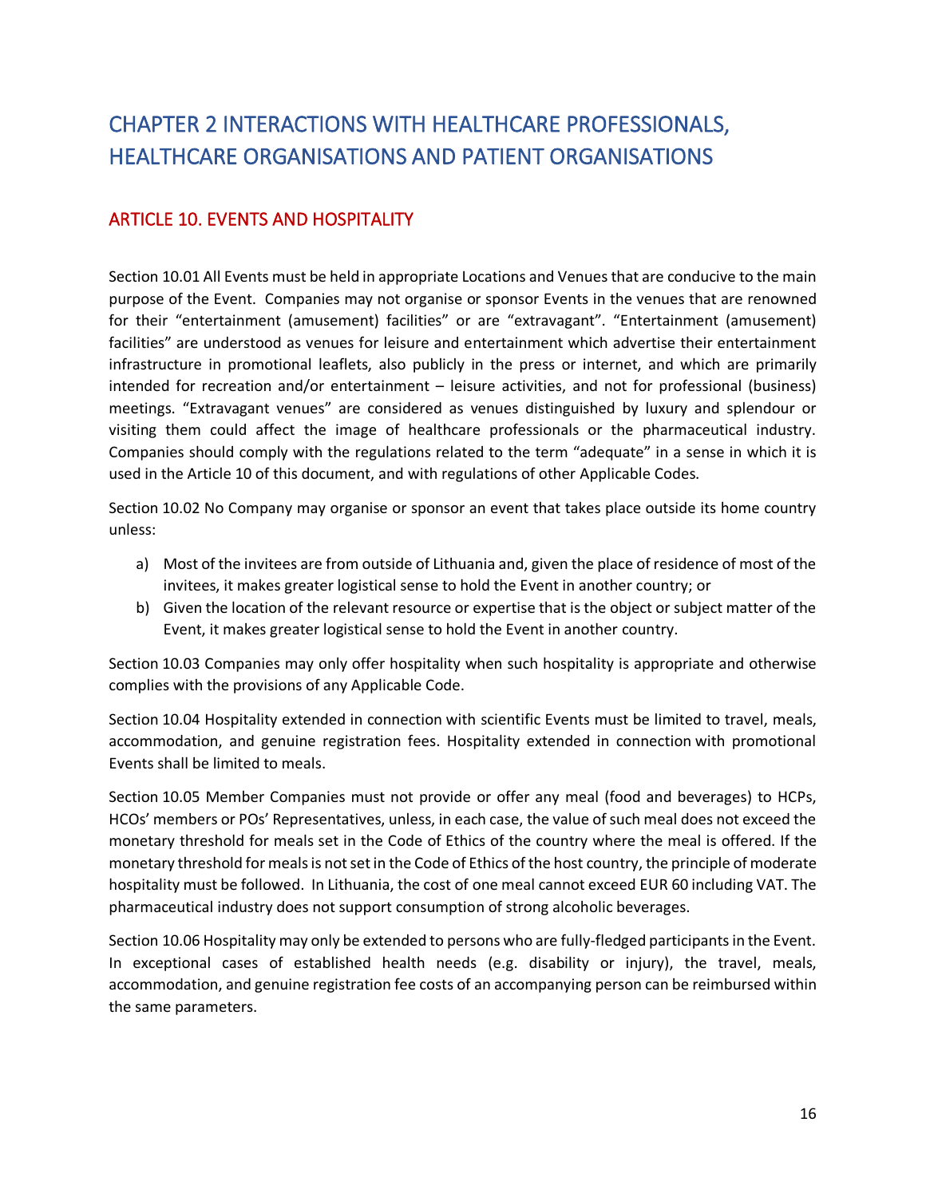# CHAPTER 2 INTERACTIONS WITH HEALTHCARE PROFESSIONALS, HEALTHCARE ORGANISATIONS AND PATIENT ORGANISATIONS

## ARTICLE 10. EVENTS AND HOSPITALITY

Section 10.01 All Events must be held in appropriate Locations and Venues that are conducive to the main purpose of the Event. Companies may not organise or sponsor Events in the venues that are renowned for their "entertainment (amusement) facilities" or are "extravagant". "Entertainment (amusement) facilities" are understood as venues for leisure and entertainment which advertise their entertainment infrastructure in promotional leaflets, also publicly in the press or internet, and which are primarily intended for recreation and/or entertainment – leisure activities, and not for professional (business) meetings. "Extravagant venues" are considered as venues distinguished by luxury and splendour or visiting them could affect the image of healthcare professionals or the pharmaceutical industry. Companies should comply with the regulations related to the term "adequate" in a sense in which it is used in the Article 10 of this document, and with regulations of other Applicable Codes.

Section 10.02 No Company may organise or sponsor an event that takes place outside its home country unless:

a) Most of the invitees are from outside of Lithuania and, given the place of residence of most of the invitees, it makes greater logistical sense to hold the Event in another country; or
b) Given the location of the relevant resource or expertise that is the object or subject matter of the Event, it makes greater logistical sense to hold the Event in another country.

Section 10.03 Companies may only offer hospitality when such hospitality is appropriate and otherwise complies with the provisions of any Applicable Code.

Section 10.04 Hospitality extended in connection with scientific Events must be limited to travel, meals, accommodation, and genuine registration fees. Hospitality extended in connection with promotional Events shall be limited to meals.

Section 10.05 Member Companies must not provide or offer any meal (food and beverages) to HCPs, HCOs' members or POs' Representatives, unless, in each case, the value of such meal does not exceed the monetary threshold for meals set in the Code of Ethics of the country where the meal is offered. If the monetary threshold for meals is not set in the Code of Ethics of the host country, the principle of moderate hospitality must be followed. In Lithuania, the cost of one meal cannot exceed EUR 60 including VAT. The pharmaceutical industry does not support consumption of strong alcoholic beverages.

Section 10.06 Hospitality may only be extended to persons who are fully-fledged participants in the Event. In exceptional cases of established health needs (e.g. disability or injury), the travel, meals, accommodation, and genuine registration fee costs of an accompanying person can be reimbursed within the same parameters.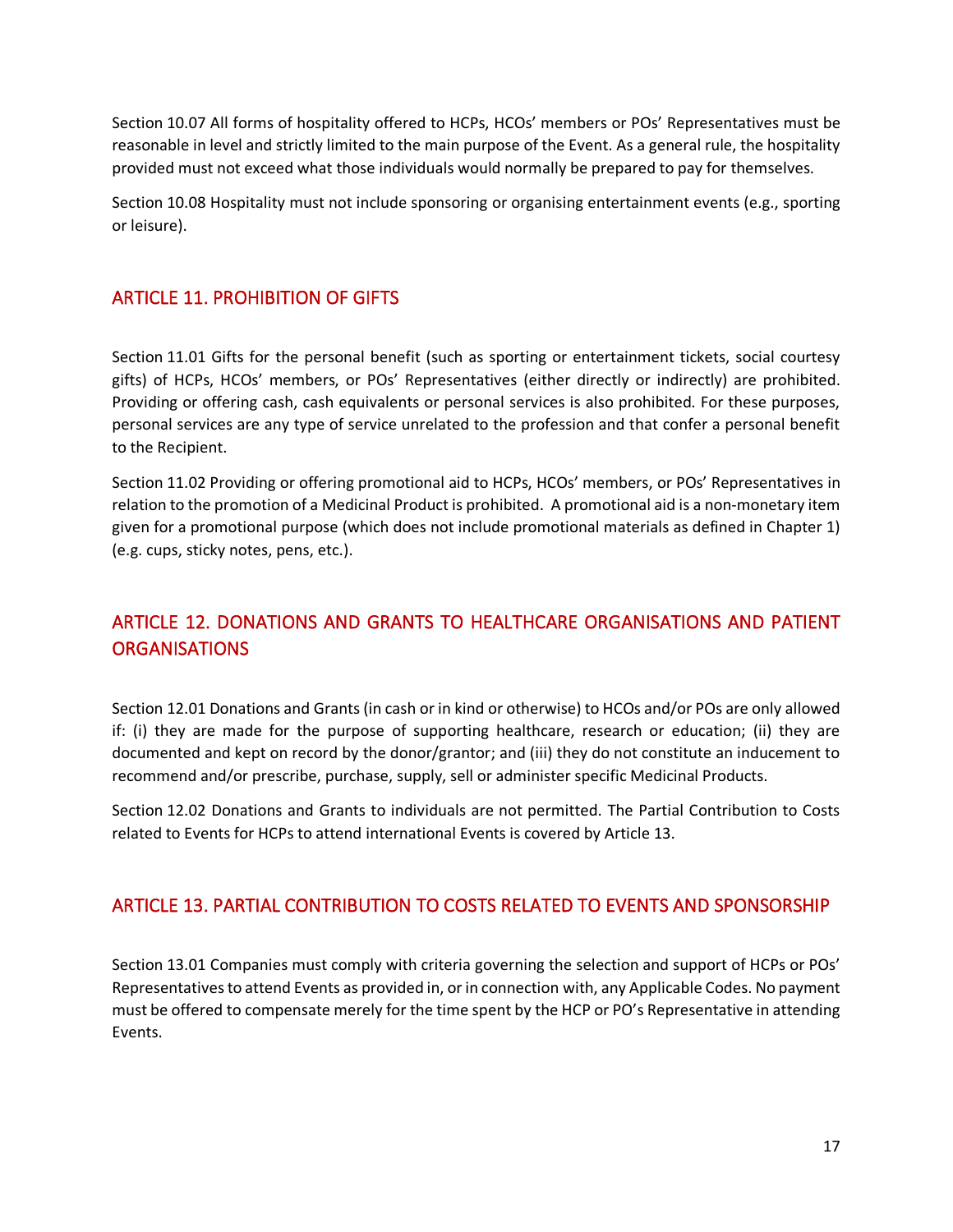Section 10.07 All forms of hospitality offered to HCPs, HCOs' members or POs' Representatives must be reasonable in level and strictly limited to the main purpose of the Event. As a general rule, the hospitality provided must not exceed what those individuals would normally be prepared to pay for themselves.

Section 10.08 Hospitality must not include sponsoring or organising entertainment events (e.g., sporting or leisure).

## ARTICLE 11. PROHIBITION OF GIFTS

Section 11.01 Gifts for the personal benefit (such as sporting or entertainment tickets, social courtesy gifts) of HCPs, HCOs' members, or POs' Representatives (either directly or indirectly) are prohibited. Providing or offering cash, cash equivalents or personal services is also prohibited. For these purposes, personal services are any type of service unrelated to the profession and that confer a personal benefit to the Recipient.

Section 11.02 Providing or offering promotional aid to HCPs, HCOs' members, or POs' Representatives in relation to the promotion of a Medicinal Product is prohibited. A promotional aid is a non-monetary item given for a promotional purpose (which does not include promotional materials as defined in Chapter 1) (e.g. cups, sticky notes, pens, etc.).

## ARTICLE 12. DONATIONS AND GRANTS TO HEALTHCARE ORGANISATIONS AND PATIENT ORGANISATIONS

Section 12.01 Donations and Grants (in cash or in kind or otherwise) to HCOs and/or POs are only allowed if: (i) they are made for the purpose of supporting healthcare, research or education; (ii) they are documented and kept on record by the donor/grantor; and (iii) they do not constitute an inducement to recommend and/or prescribe, purchase, supply, sell or administer specific Medicinal Products.

Section 12.02 Donations and Grants to individuals are not permitted. The Partial Contribution to Costs related to Events for HCPs to attend international Events is covered by Article 13.

## ARTICLE 13. PARTIAL CONTRIBUTION TO COSTS RELATED TO EVENTS AND SPONSORSHIP

Section 13.01 Companies must comply with criteria governing the selection and support of HCPs or POs' Representatives to attend Events as provided in, or in connection with, any Applicable Codes. No payment must be offered to compensate merely for the time spent by the HCP or PO's Representative in attending Events.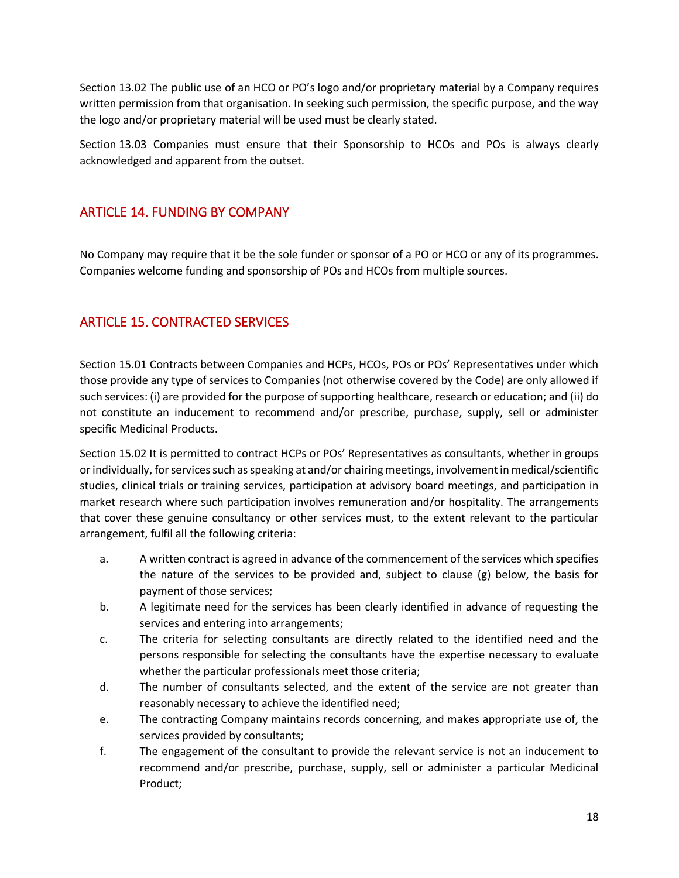Section 13.02 The public use of an HCO or PO's logo and/or proprietary material by a Company requires written permission from that organisation. In seeking such permission, the specific purpose, and the way the logo and/or proprietary material will be used must be clearly stated.

Section 13.03 Companies must ensure that their Sponsorship to HCOs and POs is always clearly acknowledged and apparent from the outset.

## ARTICLE 14. FUNDING BY COMPANY

No Company may require that it be the sole funder or sponsor of a PO or HCO or any of its programmes. Companies welcome funding and sponsorship of POs and HCOs from multiple sources.

## ARTICLE 15. CONTRACTED SERVICES

Section 15.01 Contracts between Companies and HCPs, HCOs, POs or POs' Representatives under which those provide any type of services to Companies (not otherwise covered by the Code) are only allowed if such services: (i) are provided for the purpose of supporting healthcare, research or education; and (ii) do not constitute an inducement to recommend and/or prescribe, purchase, supply, sell or administer specific Medicinal Products.

Section 15.02 It is permitted to contract HCPs or POs' Representatives as consultants, whether in groups or individually, for services such as speaking at and/or chairing meetings, involvement in medical/scientific studies, clinical trials or training services, participation at advisory board meetings, and participation in market research where such participation involves remuneration and/or hospitality. The arrangements that cover these genuine consultancy or other services must, to the extent relevant to the particular arrangement, fulfil all the following criteria:

a. A written contract is agreed in advance of the commencement of the services which specifies the nature of the services to be provided and, subject to clause (g) below, the basis for payment of those services;
b. A legitimate need for the services has been clearly identified in advance of requesting the services and entering into arrangements;
c. The criteria for selecting consultants are directly related to the identified need and the persons responsible for selecting the consultants have the expertise necessary to evaluate whether the particular professionals meet those criteria;
d. The number of consultants selected, and the extent of the service are not greater than reasonably necessary to achieve the identified need;
e. The contracting Company maintains records concerning, and makes appropriate use of, the services provided by consultants;
f. The engagement of the consultant to provide the relevant service is not an inducement to recommend and/or prescribe, purchase, supply, sell or administer a particular Medicinal Product;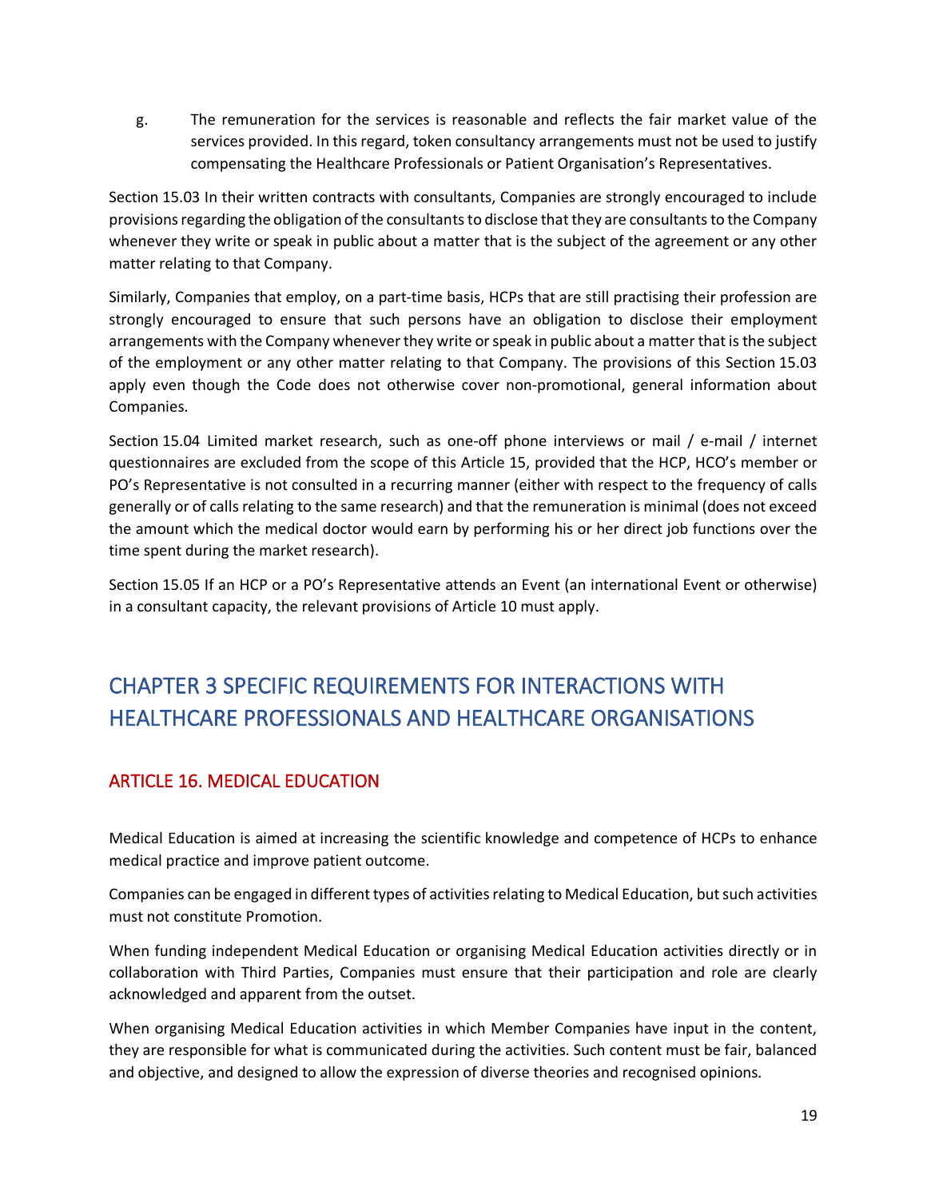g. The remuneration for the services is reasonable and reflects the fair market value of the services provided. In this regard, token consultancy arrangements must not be used to justify compensating the Healthcare Professionals or Patient Organisation's Representatives.

Section 15.03 In their written contracts with consultants, Companies are strongly encouraged to include provisions regarding the obligation of the consultants to disclose that they are consultants to the Company whenever they write or speak in public about a matter that is the subject of the agreement or any other matter relating to that Company.

Similarly, Companies that employ, on a part-time basis, HCPs that are still practising their profession are strongly encouraged to ensure that such persons have an obligation to disclose their employment arrangements with the Company whenever they write or speak in public about a matter that is the subject of the employment or any other matter relating to that Company. The provisions of this Section 15.03 apply even though the Code does not otherwise cover non-promotional, general information about Companies.

Section 15.04 Limited market research, such as one-off phone interviews or mail / e-mail / internet questionnaires are excluded from the scope of this Article 15, provided that the HCP, HCO's member or PO's Representative is not consulted in a recurring manner (either with respect to the frequency of calls generally or of calls relating to the same research) and that the remuneration is minimal (does not exceed the amount which the medical doctor would earn by performing his or her direct job functions over the time spent during the market research).

Section 15.05 If an HCP or a PO's Representative attends an Event (an international Event or otherwise) in a consultant capacity, the relevant provisions of Article 10 must apply.

# CHAPTER 3 SPECIFIC REQUIREMENTS FOR INTERACTIONS WITH HEALTHCARE PROFESSIONALS AND HEALTHCARE ORGANISATIONS

## ARTICLE 16. MEDICAL EDUCATION

Medical Education is aimed at increasing the scientific knowledge and competence of HCPs to enhance medical practice and improve patient outcome.

Companies can be engaged in different types of activities relating to Medical Education, but such activities must not constitute Promotion.

When funding independent Medical Education or organising Medical Education activities directly or in collaboration with Third Parties, Companies must ensure that their participation and role are clearly acknowledged and apparent from the outset.

When organising Medical Education activities in which Member Companies have input in the content, they are responsible for what is communicated during the activities. Such content must be fair, balanced and objective, and designed to allow the expression of diverse theories and recognised opinions.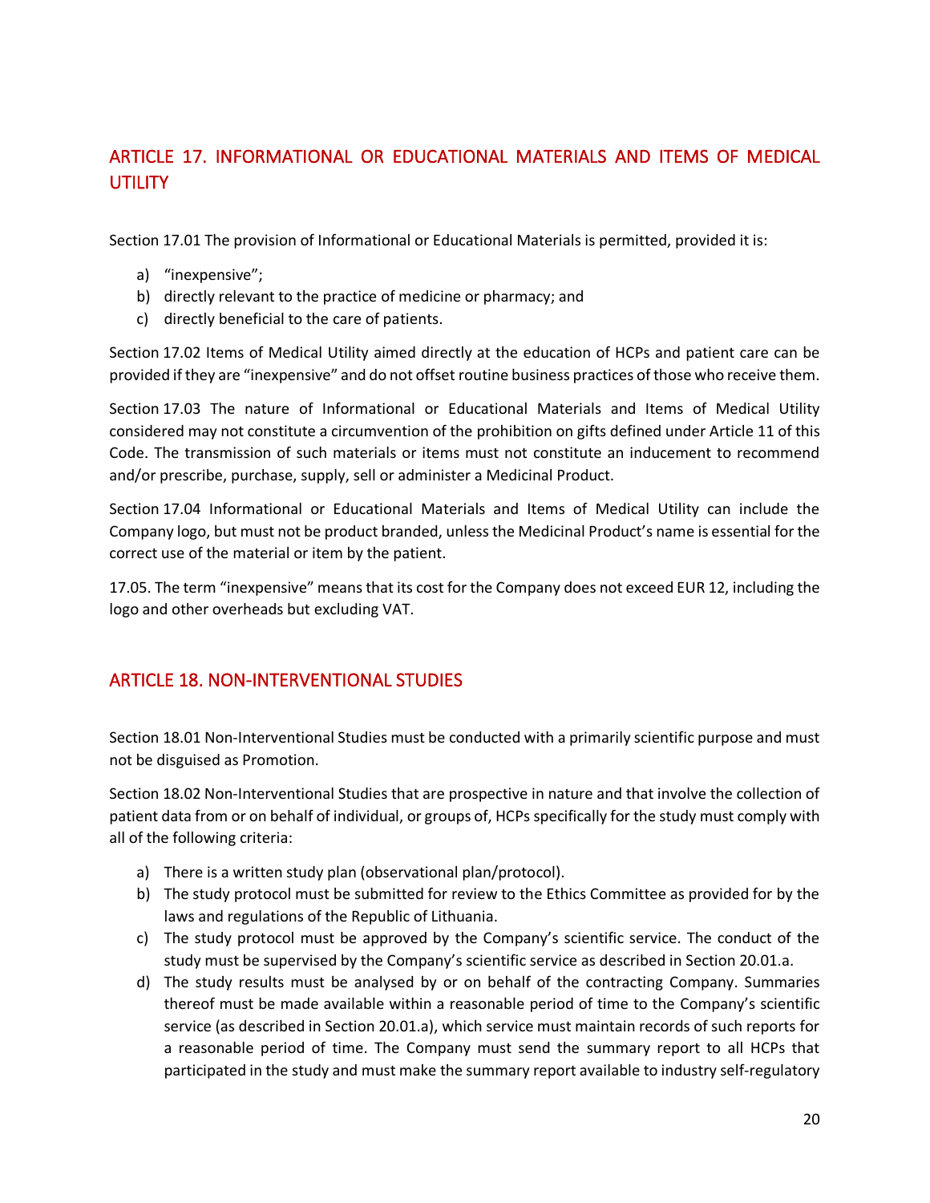## ARTICLE 17. INFORMATIONAL OR EDUCATIONAL MATERIALS AND ITEMS OF MEDICAL UTILITY

Section 17.01 The provision of Informational or Educational Materials is permitted, provided it is:

a) “inexpensive”;
b) directly relevant to the practice of medicine or pharmacy; and
c) directly beneficial to the care of patients.

Section 17.02 Items of Medical Utility aimed directly at the education of HCPs and patient care can be provided if they are “inexpensive” and do not offset routine business practices of those who receive them.

Section 17.03 The nature of Informational or Educational Materials and Items of Medical Utility considered may not constitute a circumvention of the prohibition on gifts defined under Article 11 of this Code. The transmission of such materials or items must not constitute an inducement to recommend and/or prescribe, purchase, supply, sell or administer a Medicinal Product.

Section 17.04 Informational or Educational Materials and Items of Medical Utility can include the Company logo, but must not be product branded, unless the Medicinal Product’s name is essential for the correct use of the material or item by the patient.

17.05. The term “inexpensive” means that its cost for the Company does not exceed EUR 12, including the logo and other overheads but excluding VAT.

## ARTICLE 18. NON-INTERVENTIONAL STUDIES

Section 18.01 Non-Interventional Studies must be conducted with a primarily scientific purpose and must not be disguised as Promotion.

Section 18.02 Non-Interventional Studies that are prospective in nature and that involve the collection of patient data from or on behalf of individual, or groups of, HCPs specifically for the study must comply with all of the following criteria:

a) There is a written study plan (observational plan/protocol).
b) The study protocol must be submitted for review to the Ethics Committee as provided for by the laws and regulations of the Republic of Lithuania.
c) The study protocol must be approved by the Company’s scientific service. The conduct of the study must be supervised by the Company’s scientific service as described in Section 20.01.a.
d) The study results must be analysed by or on behalf of the contracting Company. Summaries thereof must be made available within a reasonable period of time to the Company’s scientific service (as described in Section 20.01.a), which service must maintain records of such reports for a reasonable period of time. The Company must send the summary report to all HCPs that participated in the study and must make the summary report available to industry self-regulatory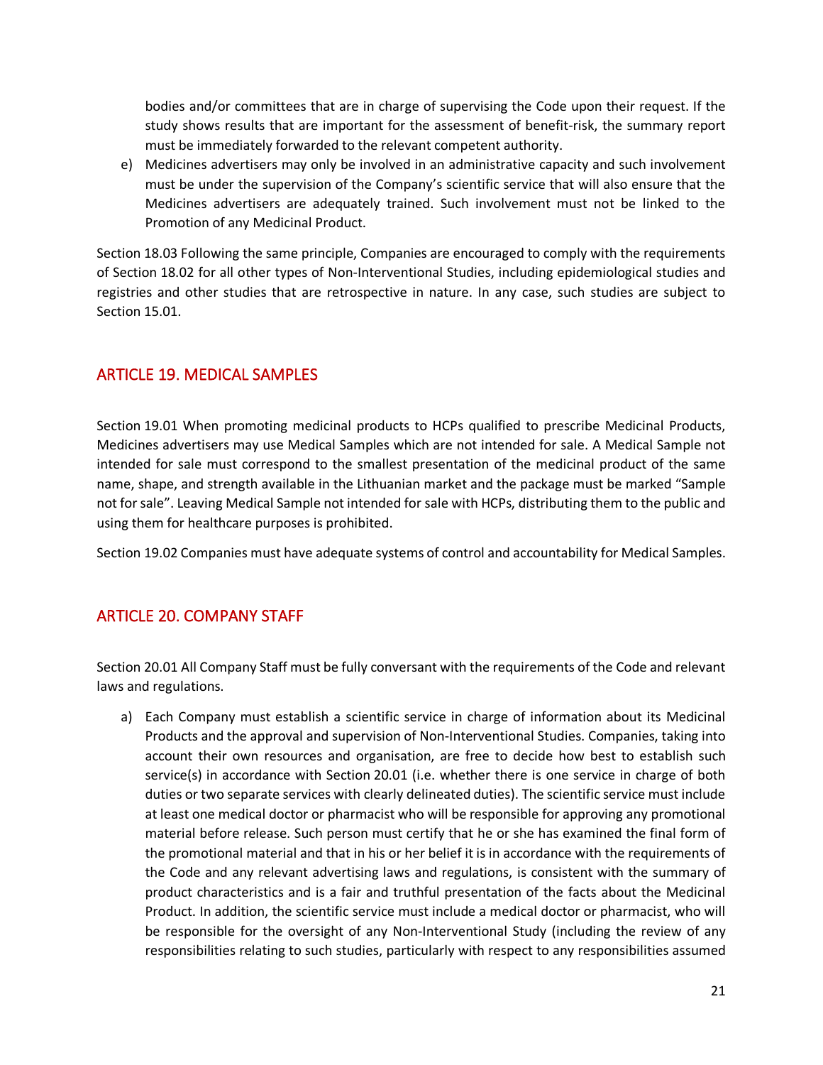bodies and/or committees that are in charge of supervising the Code upon their request. If the study shows results that are important for the assessment of benefit-risk, the summary report must be immediately forwarded to the relevant competent authority.

e) Medicines advertisers may only be involved in an administrative capacity and such involvement must be under the supervision of the Company's scientific service that will also ensure that the Medicines advertisers are adequately trained. Such involvement must not be linked to the Promotion of any Medicinal Product.

Section 18.03 Following the same principle, Companies are encouraged to comply with the requirements of Section 18.02 for all other types of Non-Interventional Studies, including epidemiological studies and registries and other studies that are retrospective in nature. In any case, such studies are subject to Section 15.01.

## ARTICLE 19. MEDICAL SAMPLES

Section 19.01 When promoting medicinal products to HCPs qualified to prescribe Medicinal Products, Medicines advertisers may use Medical Samples which are not intended for sale. A Medical Sample not intended for sale must correspond to the smallest presentation of the medicinal product of the same name, shape, and strength available in the Lithuanian market and the package must be marked "Sample not for sale". Leaving Medical Sample not intended for sale with HCPs, distributing them to the public and using them for healthcare purposes is prohibited.

Section 19.02 Companies must have adequate systems of control and accountability for Medical Samples.

## ARTICLE 20. COMPANY STAFF

Section 20.01 All Company Staff must be fully conversant with the requirements of the Code and relevant laws and regulations.

a) Each Company must establish a scientific service in charge of information about its Medicinal Products and the approval and supervision of Non-Interventional Studies. Companies, taking into account their own resources and organisation, are free to decide how best to establish such service(s) in accordance with Section 20.01 (i.e. whether there is one service in charge of both duties or two separate services with clearly delineated duties). The scientific service must include at least one medical doctor or pharmacist who will be responsible for approving any promotional material before release. Such person must certify that he or she has examined the final form of the promotional material and that in his or her belief it is in accordance with the requirements of the Code and any relevant advertising laws and regulations, is consistent with the summary of product characteristics and is a fair and truthful presentation of the facts about the Medicinal Product. In addition, the scientific service must include a medical doctor or pharmacist, who will be responsible for the oversight of any Non-Interventional Study (including the review of any responsibilities relating to such studies, particularly with respect to any responsibilities assumed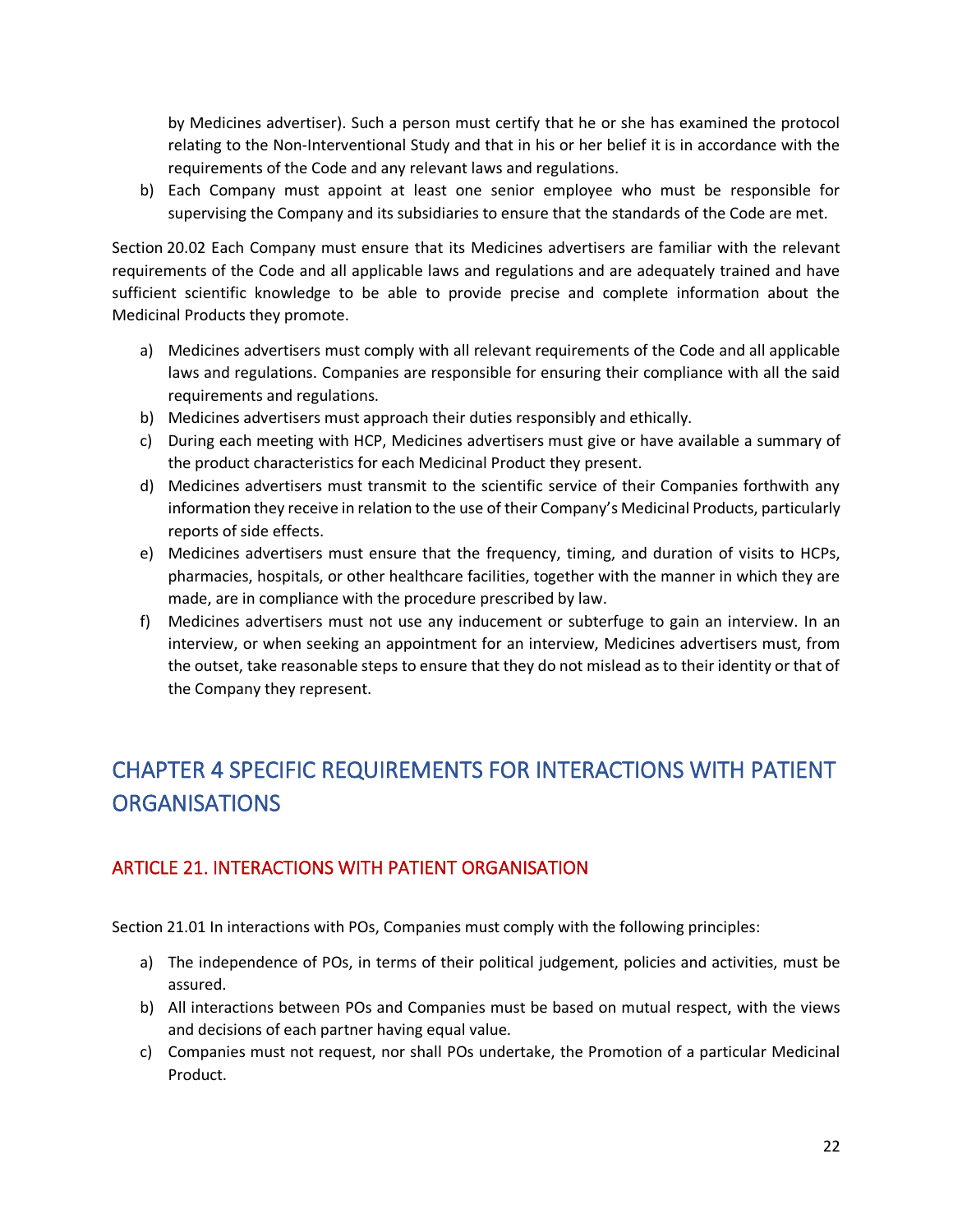by Medicines advertiser). Such a person must certify that he or she has examined the protocol relating to the Non-Interventional Study and that in his or her belief it is in accordance with the requirements of the Code and any relevant laws and regulations.

b) Each Company must appoint at least one senior employee who must be responsible for supervising the Company and its subsidiaries to ensure that the standards of the Code are met.

Section 20.02 Each Company must ensure that its Medicines advertisers are familiar with the relevant requirements of the Code and all applicable laws and regulations and are adequately trained and have sufficient scientific knowledge to be able to provide precise and complete information about the Medicinal Products they promote.

a) Medicines advertisers must comply with all relevant requirements of the Code and all applicable laws and regulations. Companies are responsible for ensuring their compliance with all the said requirements and regulations.
b) Medicines advertisers must approach their duties responsibly and ethically.
c) During each meeting with HCP, Medicines advertisers must give or have available a summary of the product characteristics for each Medicinal Product they present.
d) Medicines advertisers must transmit to the scientific service of their Companies forthwith any information they receive in relation to the use of their Company's Medicinal Products, particularly reports of side effects.
e) Medicines advertisers must ensure that the frequency, timing, and duration of visits to HCPs, pharmacies, hospitals, or other healthcare facilities, together with the manner in which they are made, are in compliance with the procedure prescribed by law.
f) Medicines advertisers must not use any inducement or subterfuge to gain an interview. In an interview, or when seeking an appointment for an interview, Medicines advertisers must, from the outset, take reasonable steps to ensure that they do not mislead as to their identity or that of the Company they represent.

# CHAPTER 4 SPECIFIC REQUIREMENTS FOR INTERACTIONS WITH PATIENT ORGANISATIONS

## ARTICLE 21. INTERACTIONS WITH PATIENT ORGANISATION

Section 21.01 In interactions with POs, Companies must comply with the following principles:

a) The independence of POs, in terms of their political judgement, policies and activities, must be assured.
b) All interactions between POs and Companies must be based on mutual respect, with the views and decisions of each partner having equal value.
c) Companies must not request, nor shall POs undertake, the Promotion of a particular Medicinal Product.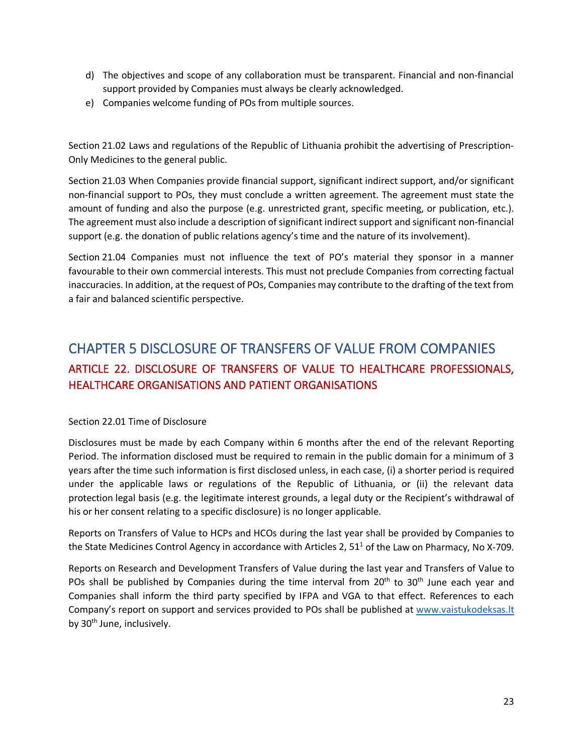d) The objectives and scope of any collaboration must be transparent. Financial and non-financial support provided by Companies must always be clearly acknowledged.

e) Companies welcome funding of POs from multiple sources.

Section 21.02 Laws and regulations of the Republic of Lithuania prohibit the advertising of Prescription-Only Medicines to the general public.

Section 21.03 When Companies provide financial support, significant indirect support, and/or significant non-financial support to POs, they must conclude a written agreement. The agreement must state the amount of funding and also the purpose (e.g. unrestricted grant, specific meeting, or publication, etc.). The agreement must also include a description of significant indirect support and significant non-financial support (e.g. the donation of public relations agency's time and the nature of its involvement).

Section 21.04 Companies must not influence the text of PO's material they sponsor in a manner favourable to their own commercial interests. This must not preclude Companies from correcting factual inaccuracies. In addition, at the request of POs, Companies may contribute to the drafting of the text from a fair and balanced scientific perspective.

# CHAPTER 5 DISCLOSURE OF TRANSFERS OF VALUE FROM COMPANIES

## ARTICLE 22. DISCLOSURE OF TRANSFERS OF VALUE TO HEALTHCARE PROFESSIONALS, HEALTHCARE ORGANISATIONS AND PATIENT ORGANISATIONS

Section 22.01 Time of Disclosure

Disclosures must be made by each Company within 6 months after the end of the relevant Reporting Period. The information disclosed must be required to remain in the public domain for a minimum of 3 years after the time such information is first disclosed unless, in each case, (i) a shorter period is required under the applicable laws or regulations of the Republic of Lithuania, or (ii) the relevant data protection legal basis (e.g. the legitimate interest grounds, a legal duty or the Recipient's withdrawal of his or her consent relating to a specific disclosure) is no longer applicable.

Reports on Transfers of Value to HCPs and HCOs during the last year shall be provided by Companies to the State Medicines Control Agency in accordance with Articles 2, 51[1] of the Law on Pharmacy, No X-709.

Reports on Research and Development Transfers of Value during the last year and Transfers of Value to POs shall be published by Companies during the time interval from 20th to 30th June each year and Companies shall inform the third party specified by IFPA and VGA to that effect. References to each Company's report on support and services provided to POs shall be published at www.vaistukodeksas.lt by 30th June, inclusively.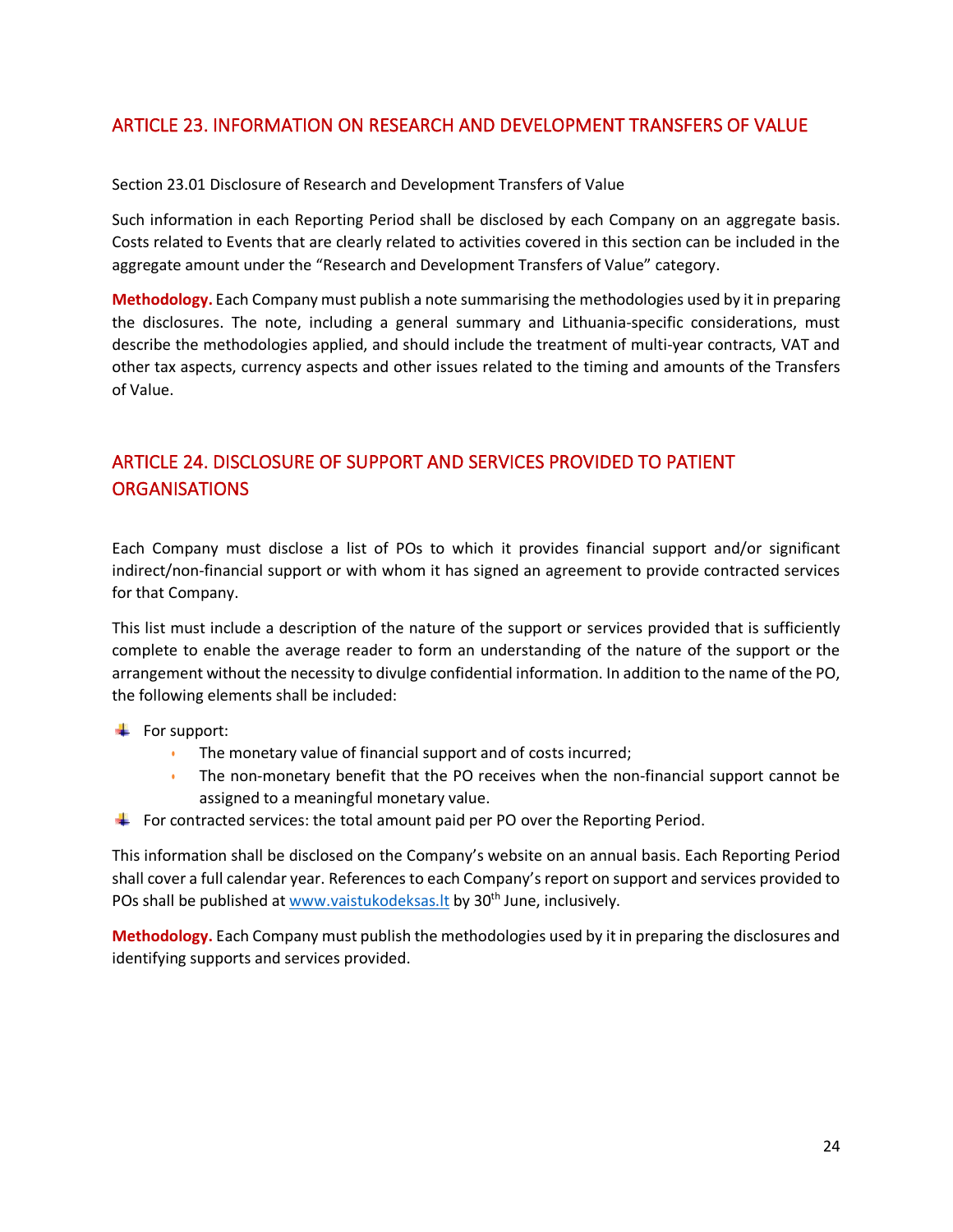## ARTICLE 23. INFORMATION ON RESEARCH AND DEVELOPMENT TRANSFERS OF VALUE

Section 23.01 Disclosure of Research and Development Transfers of Value

Such information in each Reporting Period shall be disclosed by each Company on an aggregate basis. Costs related to Events that are clearly related to activities covered in this section can be included in the aggregate amount under the "Research and Development Transfers of Value" category.

**Methodology.** Each Company must publish a note summarising the methodologies used by it in preparing the disclosures. The note, including a general summary and Lithuania-specific considerations, must describe the methodologies applied, and should include the treatment of multi-year contracts, VAT and other tax aspects, currency aspects and other issues related to the timing and amounts of the Transfers of Value.

## ARTICLE 24. DISCLOSURE OF SUPPORT AND SERVICES PROVIDED TO PATIENT ORGANISATIONS

Each Company must disclose a list of POs to which it provides financial support and/or significant indirect/non-financial support or with whom it has signed an agreement to provide contracted services for that Company.

This list must include a description of the nature of the support or services provided that is sufficiently complete to enable the average reader to form an understanding of the nature of the support or the arrangement without the necessity to divulge confidential information. In addition to the name of the PO, the following elements shall be included:

- For support:
  - The monetary value of financial support and of costs incurred;
  - The non-monetary benefit that the PO receives when the non-financial support cannot be assigned to a meaningful monetary value.
- For contracted services: the total amount paid per PO over the Reporting Period.

This information shall be disclosed on the Company's website on an annual basis. Each Reporting Period shall cover a full calendar year. References to each Company's report on support and services provided to POs shall be published at www.vaistukodeksas.lt by 30th June, inclusively.

**Methodology.** Each Company must publish the methodologies used by it in preparing the disclosures and identifying supports and services provided.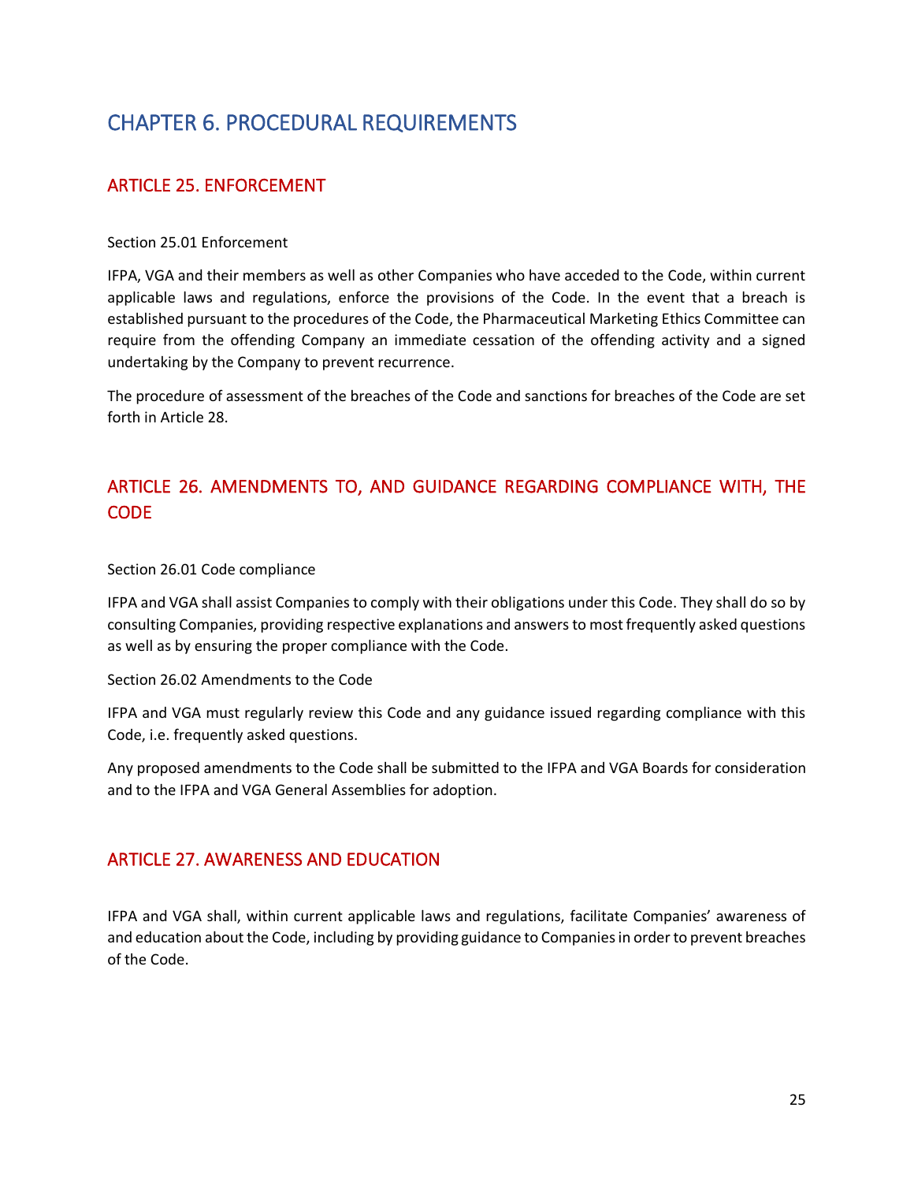# CHAPTER 6. PROCEDURAL REQUIREMENTS

## ARTICLE 25. ENFORCEMENT

Section 25.01 Enforcement

IFPA, VGA and their members as well as other Companies who have acceded to the Code, within current applicable laws and regulations, enforce the provisions of the Code. In the event that a breach is established pursuant to the procedures of the Code, the Pharmaceutical Marketing Ethics Committee can require from the offending Company an immediate cessation of the offending activity and a signed undertaking by the Company to prevent recurrence.

The procedure of assessment of the breaches of the Code and sanctions for breaches of the Code are set forth in Article 28.

## ARTICLE 26. AMENDMENTS TO, AND GUIDANCE REGARDING COMPLIANCE WITH, THE CODE

Section 26.01 Code compliance

IFPA and VGA shall assist Companies to comply with their obligations under this Code. They shall do so by consulting Companies, providing respective explanations and answers to most frequently asked questions as well as by ensuring the proper compliance with the Code.

Section 26.02 Amendments to the Code

IFPA and VGA must regularly review this Code and any guidance issued regarding compliance with this Code, i.e. frequently asked questions.

Any proposed amendments to the Code shall be submitted to the IFPA and VGA Boards for consideration and to the IFPA and VGA General Assemblies for adoption.

## ARTICLE 27. AWARENESS AND EDUCATION

IFPA and VGA shall, within current applicable laws and regulations, facilitate Companies' awareness of and education about the Code, including by providing guidance to Companies in order to prevent breaches of the Code.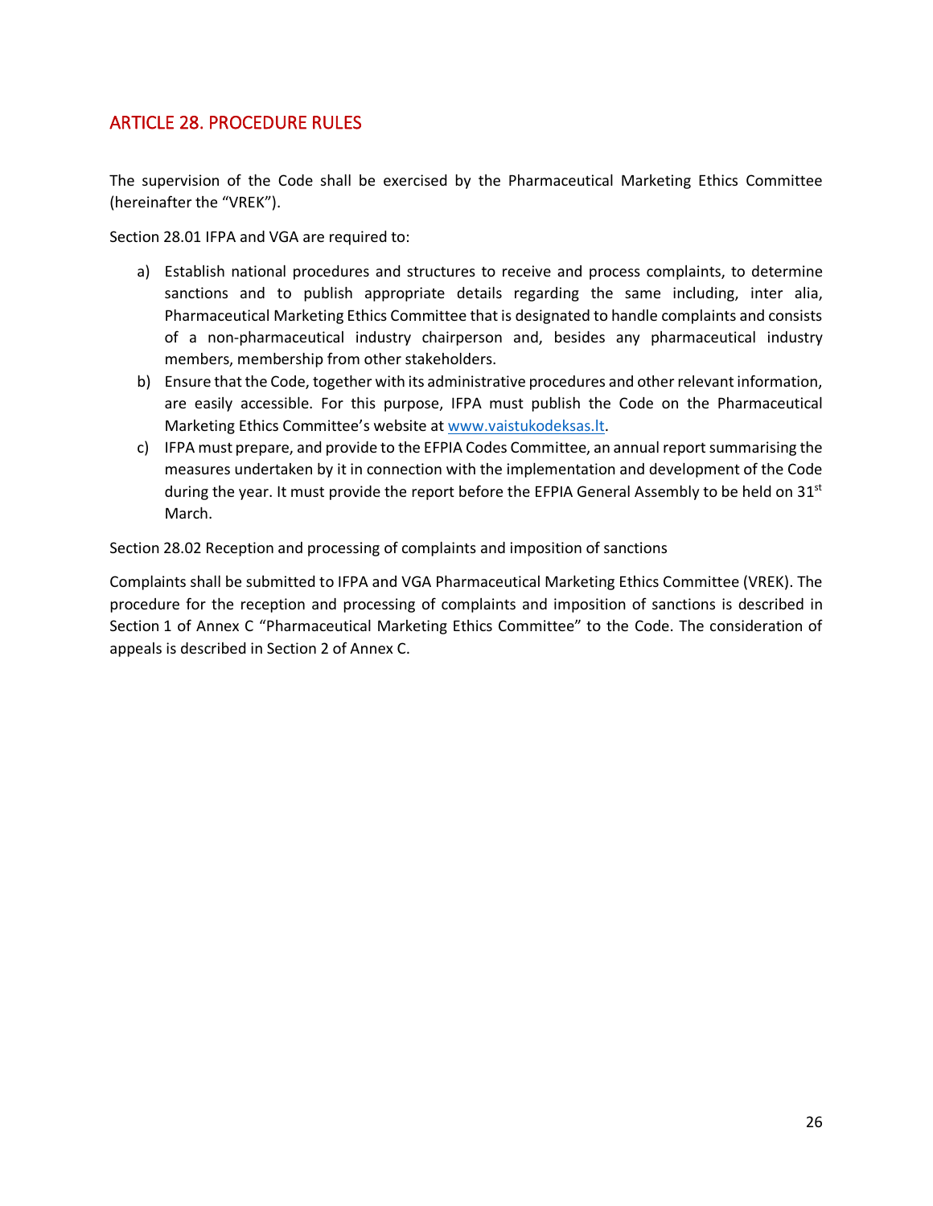## ARTICLE 28. PROCEDURE RULES

The supervision of the Code shall be exercised by the Pharmaceutical Marketing Ethics Committee (hereinafter the "VREK").

Section 28.01 IFPA and VGA are required to:

a) Establish national procedures and structures to receive and process complaints, to determine sanctions and to publish appropriate details regarding the same including, inter alia, Pharmaceutical Marketing Ethics Committee that is designated to handle complaints and consists of a non-pharmaceutical industry chairperson and, besides any pharmaceutical industry members, membership from other stakeholders.
b) Ensure that the Code, together with its administrative procedures and other relevant information, are easily accessible. For this purpose, IFPA must publish the Code on the Pharmaceutical Marketing Ethics Committee's website at www.vaistukodeksas.lt.
c) IFPA must prepare, and provide to the EFPIA Codes Committee, an annual report summarising the measures undertaken by it in connection with the implementation and development of the Code during the year. It must provide the report before the EFPIA General Assembly to be held on 31st March.

Section 28.02 Reception and processing of complaints and imposition of sanctions

Complaints shall be submitted to IFPA and VGA Pharmaceutical Marketing Ethics Committee (VREK). The procedure for the reception and processing of complaints and imposition of sanctions is described in Section 1 of Annex C "Pharmaceutical Marketing Ethics Committee" to the Code. The consideration of appeals is described in Section 2 of Annex C.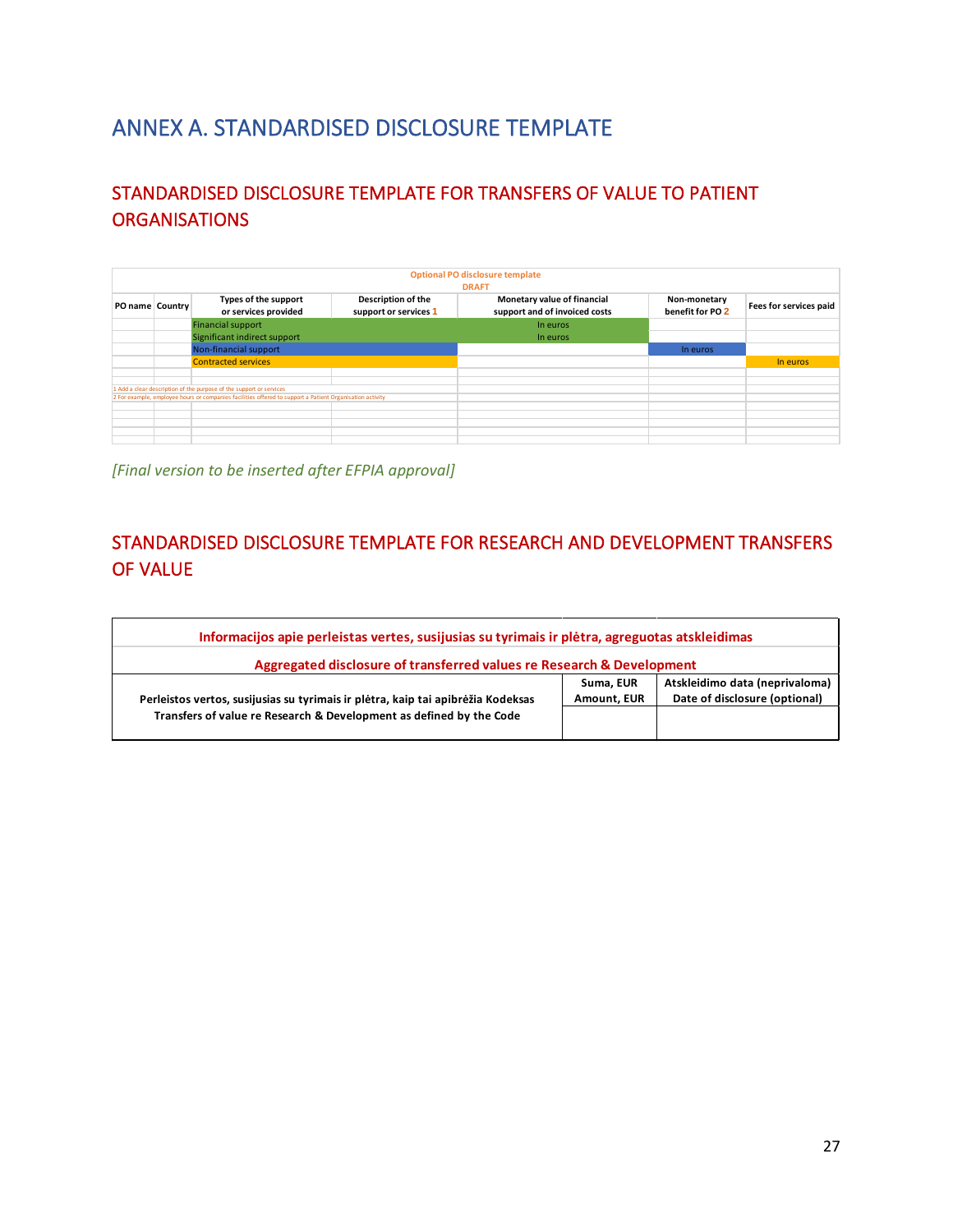# ANNEX A. STANDARDISED DISCLOSURE TEMPLATE

## STANDARDISED DISCLOSURE TEMPLATE FOR TRANSFERS OF VALUE TO PATIENT ORGANISATIONS

| Optional PO disclosure template DRAFT | | | | | | |
|---|---|---|---|---|---|---|
| PO name | Country | Types of the support or services provided | Description of the support or services 1 | Monetary value of financial support and of invoiced costs | Non-monetary benefit for PO 2 | Fees for services paid |
| | | Financial support | | In euros | | |
| | | Significant indirect support | | In euros | | |
| | | Non-financial support | | | In euros | |
| | | Contracted services | | | | In euros |
| | | | | | | |
| 1 Add a clear description of the purpose of the support or services | | | | | | |
| 2 For example, employee hours or companies facilities offered to support a Patient Organisation activity | | | | | | |
| | | | | | | |
| | | | | | | |
| | | | | | | |
| | | | | | | |

*[Final version to be inserted after EFPIA approval]*

## STANDARDISED DISCLOSURE TEMPLATE FOR RESEARCH AND DEVELOPMENT TRANSFERS OF VALUE

| Informacijos apie perleistas vertes, susijusias su tyrimais ir plėtra, agreguotas atskleidimas<br>Aggregated disclosure of transferred values re Research & Development | | |
|---|---|---|
| | Suma, EUR<br>Amount, EUR | Atskleidimo data (neprivaloma)<br>Date of disclosure (optional) |
| Perleistos vertos, susijusias su tyrimais ir plėtra, kaip tai apibrėžia Kodeksas<br>Transfers of value re Research & Development as defined by the Code | | |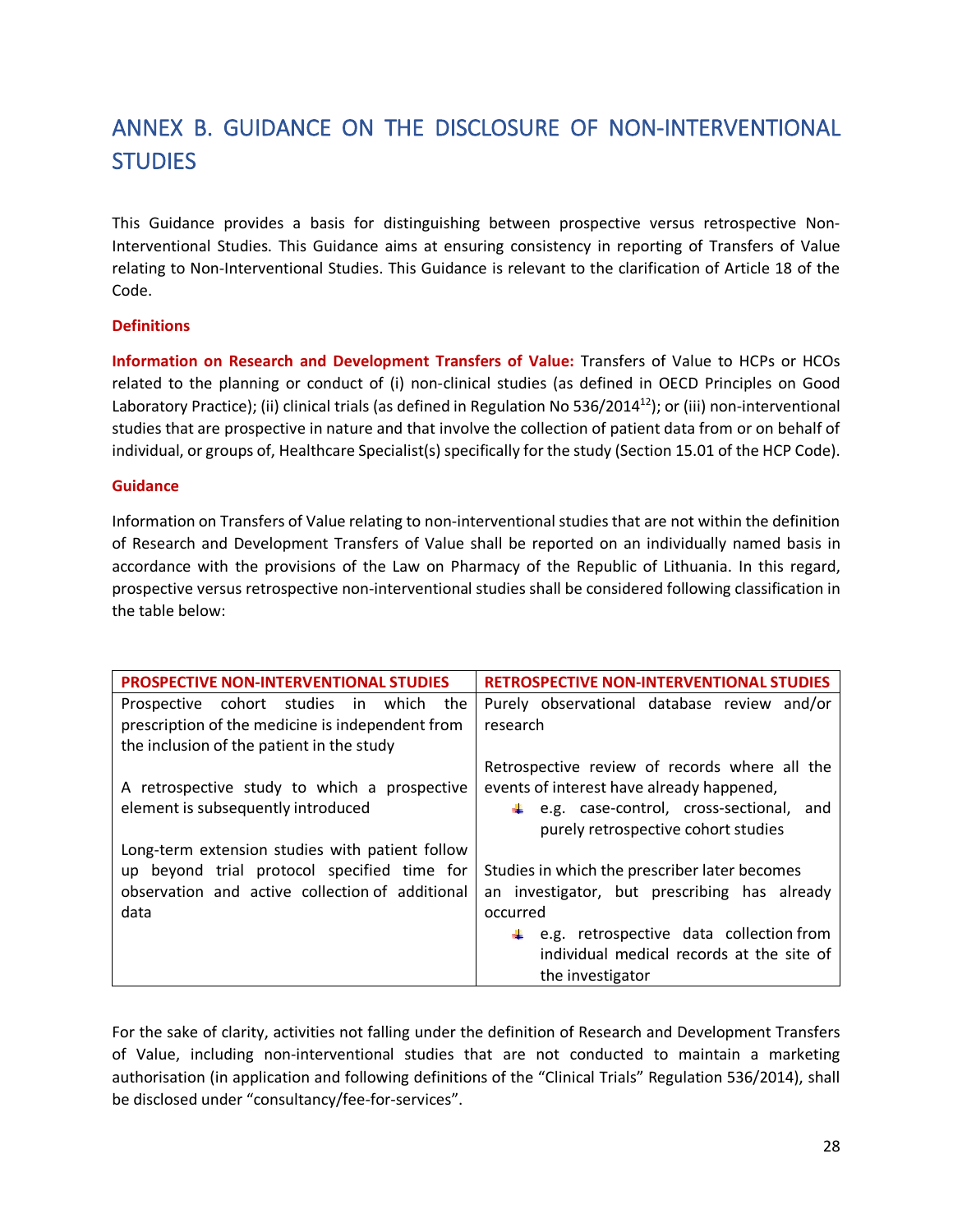# ANNEX B. GUIDANCE ON THE DISCLOSURE OF NON-INTERVENTIONAL STUDIES

This Guidance provides a basis for distinguishing between prospective versus retrospective Non-Interventional Studies. This Guidance aims at ensuring consistency in reporting of Transfers of Value relating to Non-Interventional Studies. This Guidance is relevant to the clarification of Article 18 of the Code.

**Definitions**

**Information on Research and Development Transfers of Value:** Transfers of Value to HCPs or HCOs related to the planning or conduct of (i) non-clinical studies (as defined in OECD Principles on Good Laboratory Practice); (ii) clinical trials (as defined in Regulation No 536/2014[12]); or (iii) non-interventional studies that are prospective in nature and that involve the collection of patient data from or on behalf of individual, or groups of, Healthcare Specialist(s) specifically for the study (Section 15.01 of the HCP Code).

**Guidance**

Information on Transfers of Value relating to non-interventional studies that are not within the definition of Research and Development Transfers of Value shall be reported on an individually named basis in accordance with the provisions of the Law on Pharmacy of the Republic of Lithuania. In this regard, prospective versus retrospective non-interventional studies shall be considered following classification in the table below:

| PROSPECTIVE NON-INTERVENTIONAL STUDIES | RETROSPECTIVE NON-INTERVENTIONAL STUDIES |
|---|---|
| Prospective cohort studies in which the prescription of the medicine is independent from the inclusion of the patient in the study<br><br>A retrospective study to which a prospective element is subsequently introduced<br><br>Long-term extension studies with patient follow up beyond trial protocol specified time for observation and active collection of additional data | Purely observational database review and/or research<br><br>Retrospective review of records where all the events of interest have already happened,<br>- e.g. case-control, cross-sectional, and purely retrospective cohort studies<br><br>Studies in which the prescriber later becomes an investigator, but prescribing has already occurred<br>- e.g. retrospective data collection from individual medical records at the site of the investigator |

For the sake of clarity, activities not falling under the definition of Research and Development Transfers of Value, including non-interventional studies that are not conducted to maintain a marketing authorisation (in application and following definitions of the "Clinical Trials" Regulation 536/2014), shall be disclosed under "consultancy/fee-for-services".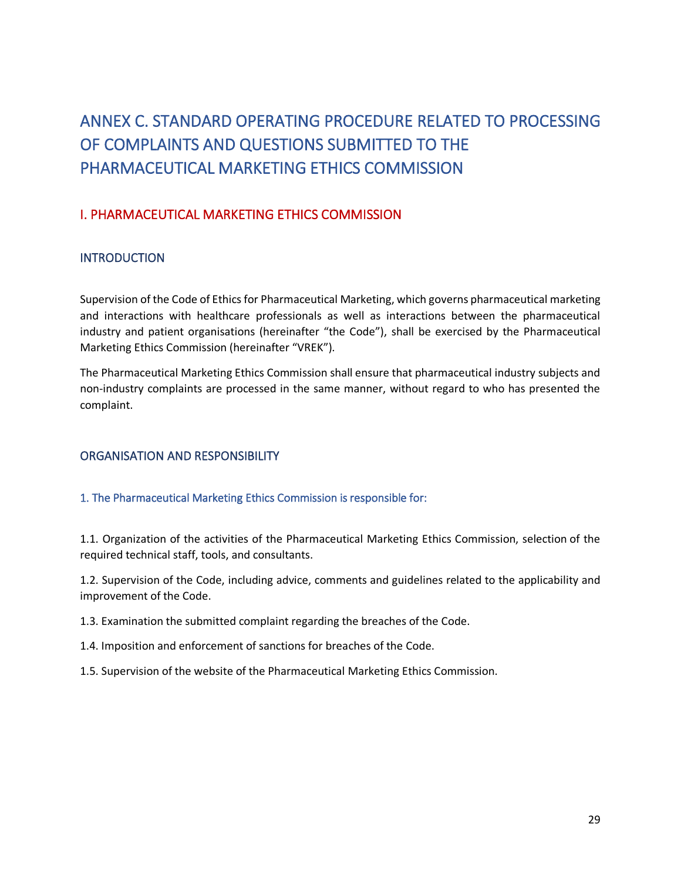# ANNEX C. STANDARD OPERATING PROCEDURE RELATED TO PROCESSING OF COMPLAINTS AND QUESTIONS SUBMITTED TO THE PHARMACEUTICAL MARKETING ETHICS COMMISSION

## I. PHARMACEUTICAL MARKETING ETHICS COMMISSION

### INTRODUCTION

Supervision of the Code of Ethics for Pharmaceutical Marketing, which governs pharmaceutical marketing and interactions with healthcare professionals as well as interactions between the pharmaceutical industry and patient organisations (hereinafter "the Code"), shall be exercised by the Pharmaceutical Marketing Ethics Commission (hereinafter "VREK").

The Pharmaceutical Marketing Ethics Commission shall ensure that pharmaceutical industry subjects and non-industry complaints are processed in the same manner, without regard to who has presented the complaint.

### ORGANISATION AND RESPONSIBILITY

#### 1. The Pharmaceutical Marketing Ethics Commission is responsible for:

1.1. Organization of the activities of the Pharmaceutical Marketing Ethics Commission, selection of the required technical staff, tools, and consultants.

1.2. Supervision of the Code, including advice, comments and guidelines related to the applicability and improvement of the Code.

1.3. Examination the submitted complaint regarding the breaches of the Code.

1.4. Imposition and enforcement of sanctions for breaches of the Code.

1.5. Supervision of the website of the Pharmaceutical Marketing Ethics Commission.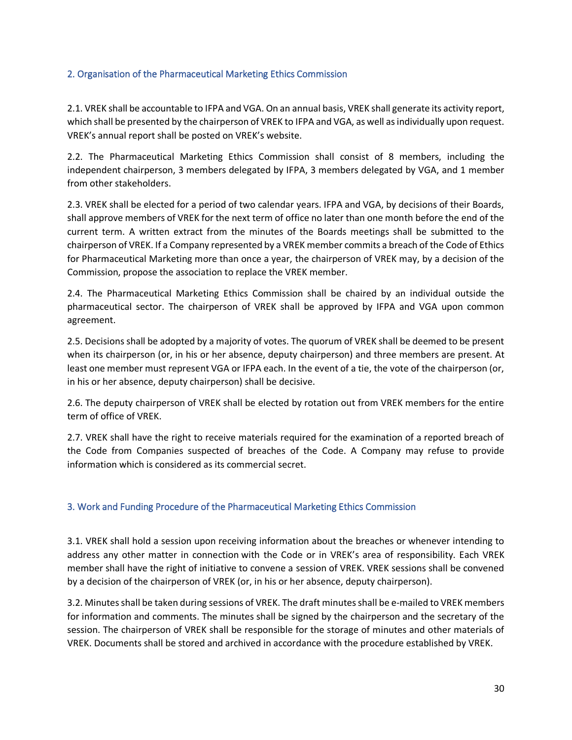## 2. Organisation of the Pharmaceutical Marketing Ethics Commission

2.1. VREK shall be accountable to IFPA and VGA. On an annual basis, VREK shall generate its activity report, which shall be presented by the chairperson of VREK to IFPA and VGA, as well as individually upon request. VREK's annual report shall be posted on VREK's website.

2.2. The Pharmaceutical Marketing Ethics Commission shall consist of 8 members, including the independent chairperson, 3 members delegated by IFPA, 3 members delegated by VGA, and 1 member from other stakeholders.

2.3. VREK shall be elected for a period of two calendar years. IFPA and VGA, by decisions of their Boards, shall approve members of VREK for the next term of office no later than one month before the end of the current term. A written extract from the minutes of the Boards meetings shall be submitted to the chairperson of VREK. If a Company represented by a VREK member commits a breach of the Code of Ethics for Pharmaceutical Marketing more than once a year, the chairperson of VREK may, by a decision of the Commission, propose the association to replace the VREK member.

2.4. The Pharmaceutical Marketing Ethics Commission shall be chaired by an individual outside the pharmaceutical sector. The chairperson of VREK shall be approved by IFPA and VGA upon common agreement.

2.5. Decisions shall be adopted by a majority of votes. The quorum of VREK shall be deemed to be present when its chairperson (or, in his or her absence, deputy chairperson) and three members are present. At least one member must represent VGA or IFPA each. In the event of a tie, the vote of the chairperson (or, in his or her absence, deputy chairperson) shall be decisive.

2.6. The deputy chairperson of VREK shall be elected by rotation out from VREK members for the entire term of office of VREK.

2.7. VREK shall have the right to receive materials required for the examination of a reported breach of the Code from Companies suspected of breaches of the Code. A Company may refuse to provide information which is considered as its commercial secret.

## 3. Work and Funding Procedure of the Pharmaceutical Marketing Ethics Commission

3.1. VREK shall hold a session upon receiving information about the breaches or whenever intending to address any other matter in connection with the Code or in VREK's area of responsibility. Each VREK member shall have the right of initiative to convene a session of VREK. VREK sessions shall be convened by a decision of the chairperson of VREK (or, in his or her absence, deputy chairperson).

3.2. Minutes shall be taken during sessions of VREK. The draft minutes shall be e-mailed to VREK members for information and comments. The minutes shall be signed by the chairperson and the secretary of the session. The chairperson of VREK shall be responsible for the storage of minutes and other materials of VREK. Documents shall be stored and archived in accordance with the procedure established by VREK.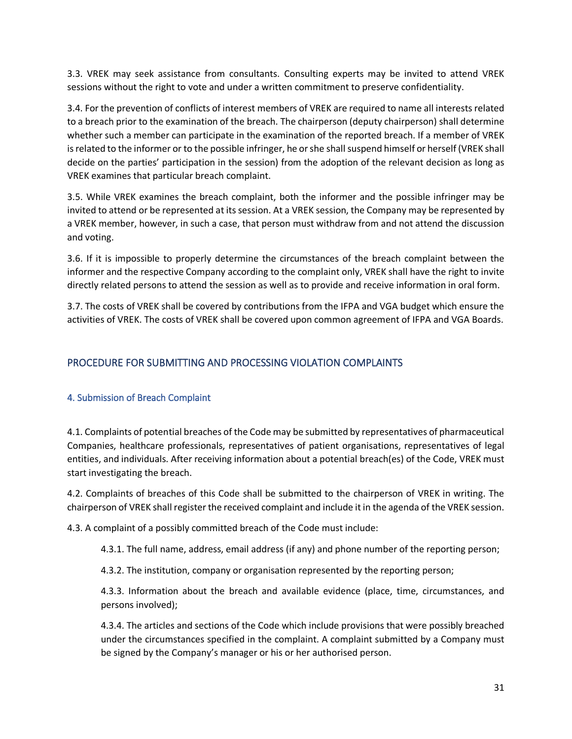3.3. VREK may seek assistance from consultants. Consulting experts may be invited to attend VREK sessions without the right to vote and under a written commitment to preserve confidentiality.

3.4. For the prevention of conflicts of interest members of VREK are required to name all interests related to a breach prior to the examination of the breach. The chairperson (deputy chairperson) shall determine whether such a member can participate in the examination of the reported breach. If a member of VREK is related to the informer or to the possible infringer, he or she shall suspend himself or herself (VREK shall decide on the parties' participation in the session) from the adoption of the relevant decision as long as VREK examines that particular breach complaint.

3.5. While VREK examines the breach complaint, both the informer and the possible infringer may be invited to attend or be represented at its session. At a VREK session, the Company may be represented by a VREK member, however, in such a case, that person must withdraw from and not attend the discussion and voting.

3.6. If it is impossible to properly determine the circumstances of the breach complaint between the informer and the respective Company according to the complaint only, VREK shall have the right to invite directly related persons to attend the session as well as to provide and receive information in oral form.

3.7. The costs of VREK shall be covered by contributions from the IFPA and VGA budget which ensure the activities of VREK. The costs of VREK shall be covered upon common agreement of IFPA and VGA Boards.

## PROCEDURE FOR SUBMITTING AND PROCESSING VIOLATION COMPLAINTS

### 4. Submission of Breach Complaint

4.1. Complaints of potential breaches of the Code may be submitted by representatives of pharmaceutical Companies, healthcare professionals, representatives of patient organisations, representatives of legal entities, and individuals. After receiving information about a potential breach(es) of the Code, VREK must start investigating the breach.

4.2. Complaints of breaches of this Code shall be submitted to the chairperson of VREK in writing. The chairperson of VREK shall register the received complaint and include it in the agenda of the VREK session.

4.3. A complaint of a possibly committed breach of the Code must include:

4.3.1. The full name, address, email address (if any) and phone number of the reporting person;

4.3.2. The institution, company or organisation represented by the reporting person;

4.3.3. Information about the breach and available evidence (place, time, circumstances, and persons involved);

4.3.4. The articles and sections of the Code which include provisions that were possibly breached under the circumstances specified in the complaint. A complaint submitted by a Company must be signed by the Company's manager or his or her authorised person.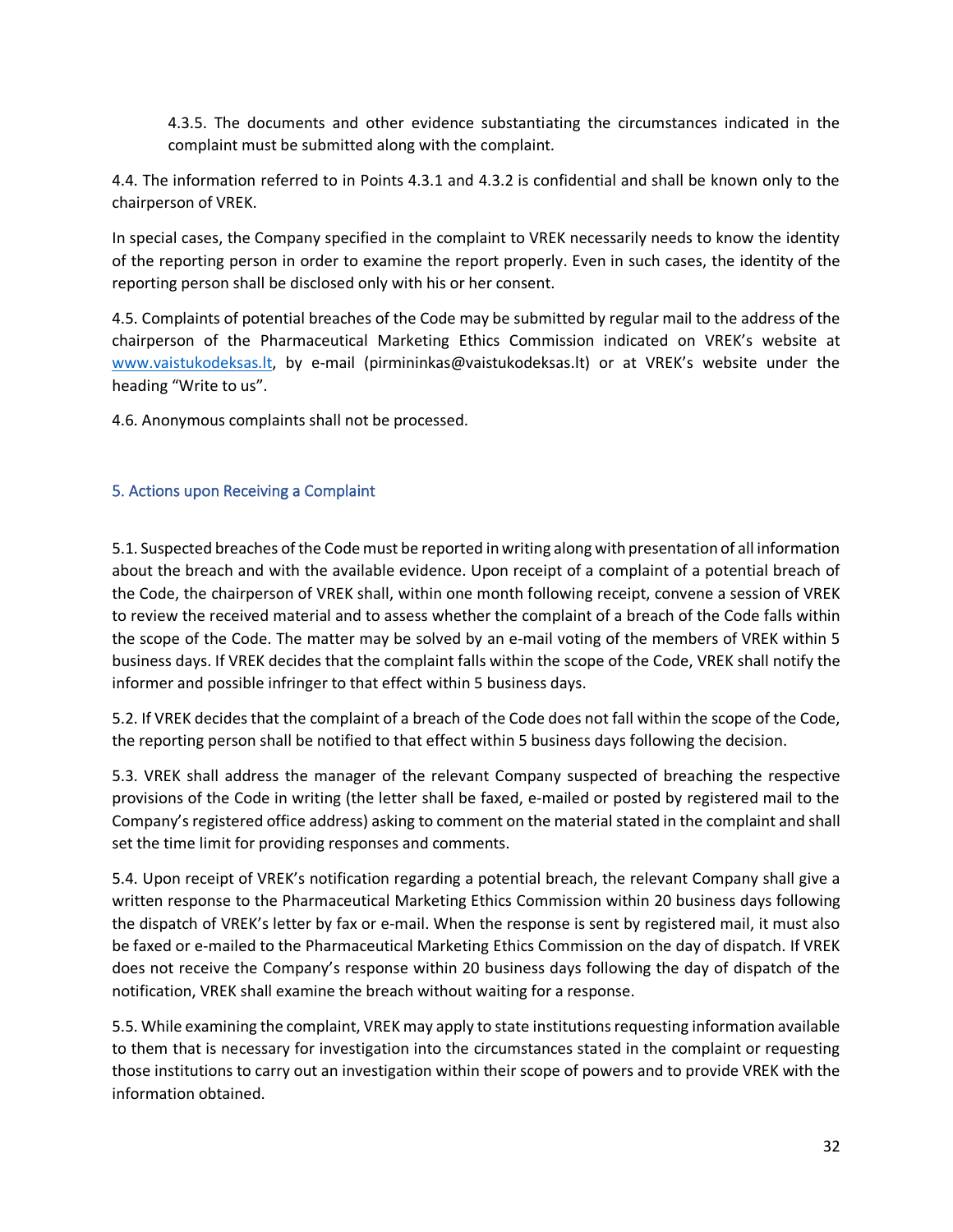4.3.5. The documents and other evidence substantiating the circumstances indicated in the complaint must be submitted along with the complaint.

4.4. The information referred to in Points 4.3.1 and 4.3.2 is confidential and shall be known only to the chairperson of VREK.

In special cases, the Company specified in the complaint to VREK necessarily needs to know the identity of the reporting person in order to examine the report properly. Even in such cases, the identity of the reporting person shall be disclosed only with his or her consent.

4.5. Complaints of potential breaches of the Code may be submitted by regular mail to the address of the chairperson of the Pharmaceutical Marketing Ethics Commission indicated on VREK's website at www.vaistukodeksas.lt, by e-mail (pirmininkas@vaistukodeksas.lt) or at VREK's website under the heading "Write to us".

4.6. Anonymous complaints shall not be processed.

## 5. Actions upon Receiving a Complaint

5.1. Suspected breaches of the Code must be reported in writing along with presentation of all information about the breach and with the available evidence. Upon receipt of a complaint of a potential breach of the Code, the chairperson of VREK shall, within one month following receipt, convene a session of VREK to review the received material and to assess whether the complaint of a breach of the Code falls within the scope of the Code. The matter may be solved by an e-mail voting of the members of VREK within 5 business days. If VREK decides that the complaint falls within the scope of the Code, VREK shall notify the informer and possible infringer to that effect within 5 business days.

5.2. If VREK decides that the complaint of a breach of the Code does not fall within the scope of the Code, the reporting person shall be notified to that effect within 5 business days following the decision.

5.3. VREK shall address the manager of the relevant Company suspected of breaching the respective provisions of the Code in writing (the letter shall be faxed, e-mailed or posted by registered mail to the Company's registered office address) asking to comment on the material stated in the complaint and shall set the time limit for providing responses and comments.

5.4. Upon receipt of VREK's notification regarding a potential breach, the relevant Company shall give a written response to the Pharmaceutical Marketing Ethics Commission within 20 business days following the dispatch of VREK's letter by fax or e-mail. When the response is sent by registered mail, it must also be faxed or e-mailed to the Pharmaceutical Marketing Ethics Commission on the day of dispatch. If VREK does not receive the Company's response within 20 business days following the day of dispatch of the notification, VREK shall examine the breach without waiting for a response.

5.5. While examining the complaint, VREK may apply to state institutions requesting information available to them that is necessary for investigation into the circumstances stated in the complaint or requesting those institutions to carry out an investigation within their scope of powers and to provide VREK with the information obtained.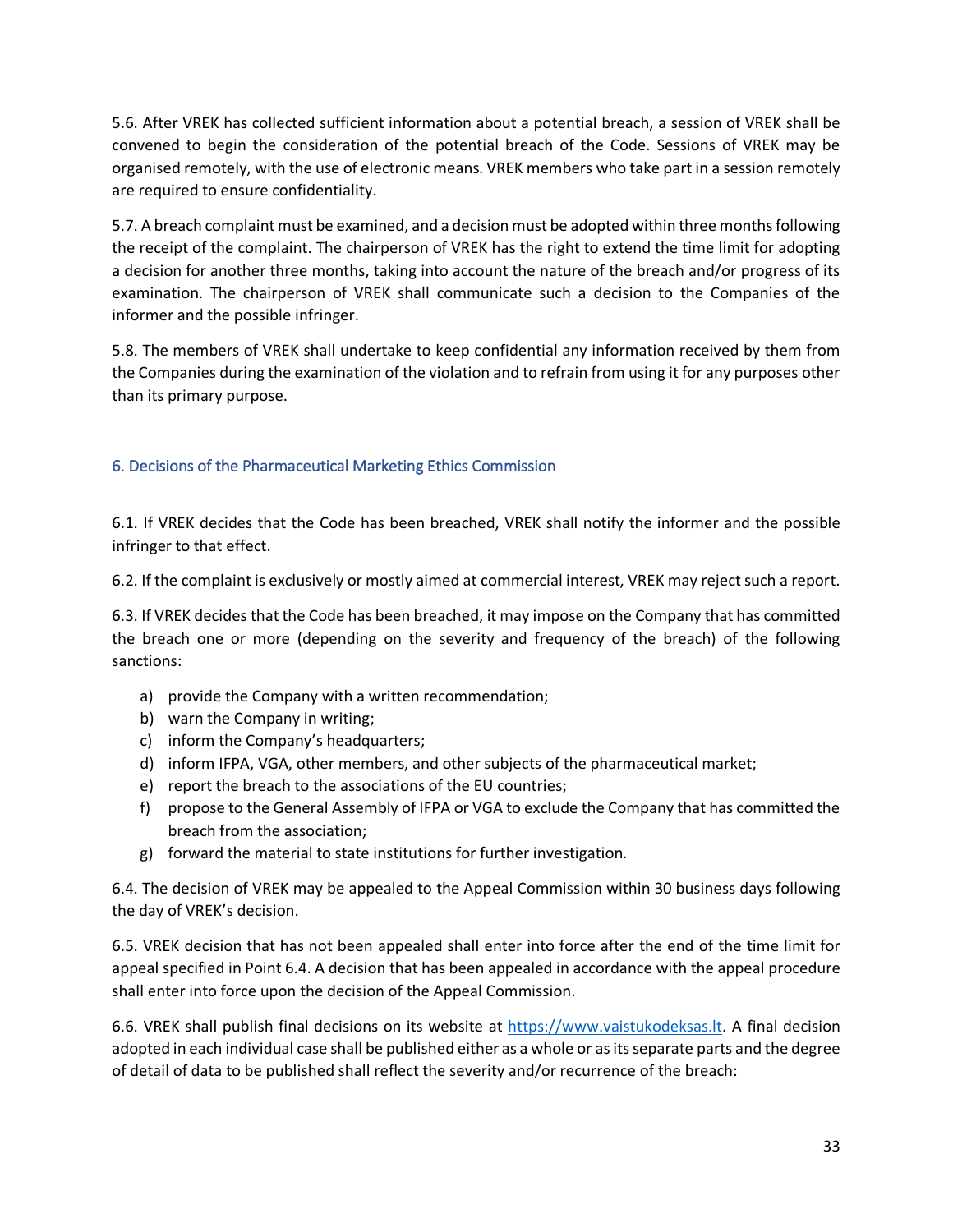5.6. After VREK has collected sufficient information about a potential breach, a session of VREK shall be convened to begin the consideration of the potential breach of the Code. Sessions of VREK may be organised remotely, with the use of electronic means. VREK members who take part in a session remotely are required to ensure confidentiality.

5.7. A breach complaint must be examined, and a decision must be adopted within three months following the receipt of the complaint. The chairperson of VREK has the right to extend the time limit for adopting a decision for another three months, taking into account the nature of the breach and/or progress of its examination. The chairperson of VREK shall communicate such a decision to the Companies of the informer and the possible infringer.

5.8. The members of VREK shall undertake to keep confidential any information received by them from the Companies during the examination of the violation and to refrain from using it for any purposes other than its primary purpose.

## 6. Decisions of the Pharmaceutical Marketing Ethics Commission

6.1. If VREK decides that the Code has been breached, VREK shall notify the informer and the possible infringer to that effect.

6.2. If the complaint is exclusively or mostly aimed at commercial interest, VREK may reject such a report.

6.3. If VREK decides that the Code has been breached, it may impose on the Company that has committed the breach one or more (depending on the severity and frequency of the breach) of the following sanctions:

a) provide the Company with a written recommendation;
b) warn the Company in writing;
c) inform the Company's headquarters;
d) inform IFPA, VGA, other members, and other subjects of the pharmaceutical market;
e) report the breach to the associations of the EU countries;
f) propose to the General Assembly of IFPA or VGA to exclude the Company that has committed the breach from the association;
g) forward the material to state institutions for further investigation.

6.4. The decision of VREK may be appealed to the Appeal Commission within 30 business days following the day of VREK's decision.

6.5. VREK decision that has not been appealed shall enter into force after the end of the time limit for appeal specified in Point 6.4. A decision that has been appealed in accordance with the appeal procedure shall enter into force upon the decision of the Appeal Commission.

6.6. VREK shall publish final decisions on its website at https://www.vaistukodeksas.lt. A final decision adopted in each individual case shall be published either as a whole or as its separate parts and the degree of detail of data to be published shall reflect the severity and/or recurrence of the breach: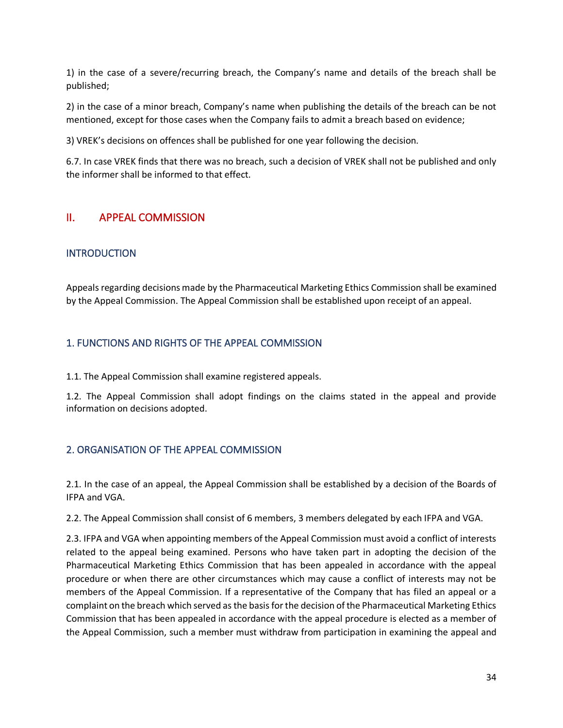1) in the case of a severe/recurring breach, the Company's name and details of the breach shall be published;

2) in the case of a minor breach, Company's name when publishing the details of the breach can be not mentioned, except for those cases when the Company fails to admit a breach based on evidence;

3) VREK's decisions on offences shall be published for one year following the decision.

6.7. In case VREK finds that there was no breach, such a decision of VREK shall not be published and only the informer shall be informed to that effect.

## II. APPEAL COMMISSION

### INTRODUCTION

Appeals regarding decisions made by the Pharmaceutical Marketing Ethics Commission shall be examined by the Appeal Commission. The Appeal Commission shall be established upon receipt of an appeal.

### 1. FUNCTIONS AND RIGHTS OF THE APPEAL COMMISSION

1.1. The Appeal Commission shall examine registered appeals.

1.2. The Appeal Commission shall adopt findings on the claims stated in the appeal and provide information on decisions adopted.

### 2. ORGANISATION OF THE APPEAL COMMISSION

2.1. In the case of an appeal, the Appeal Commission shall be established by a decision of the Boards of IFPA and VGA.

2.2. The Appeal Commission shall consist of 6 members, 3 members delegated by each IFPA and VGA.

2.3. IFPA and VGA when appointing members of the Appeal Commission must avoid a conflict of interests related to the appeal being examined. Persons who have taken part in adopting the decision of the Pharmaceutical Marketing Ethics Commission that has been appealed in accordance with the appeal procedure or when there are other circumstances which may cause a conflict of interests may not be members of the Appeal Commission. If a representative of the Company that has filed an appeal or a complaint on the breach which served as the basis for the decision of the Pharmaceutical Marketing Ethics Commission that has been appealed in accordance with the appeal procedure is elected as a member of the Appeal Commission, such a member must withdraw from participation in examining the appeal and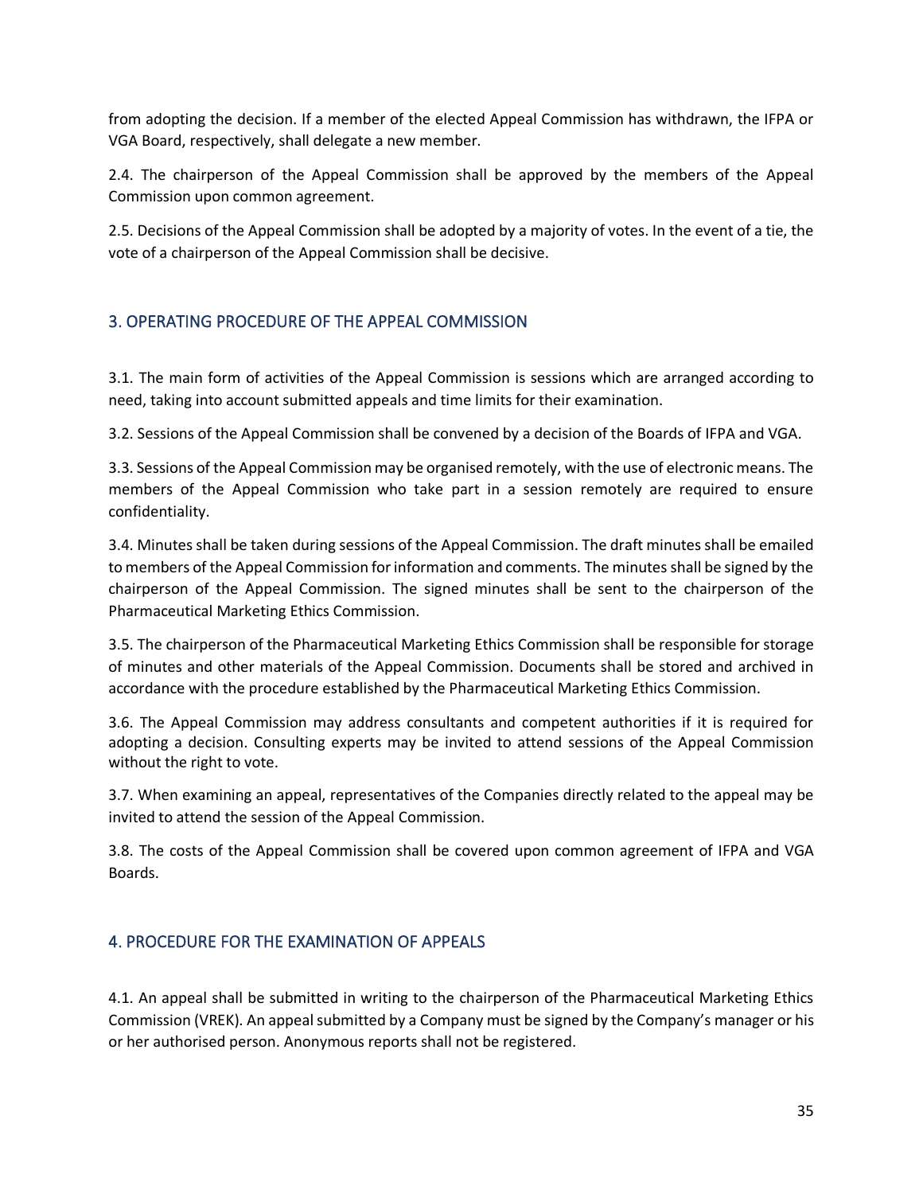from adopting the decision. If a member of the elected Appeal Commission has withdrawn, the IFPA or VGA Board, respectively, shall delegate a new member.

2.4. The chairperson of the Appeal Commission shall be approved by the members of the Appeal Commission upon common agreement.

2.5. Decisions of the Appeal Commission shall be adopted by a majority of votes. In the event of a tie, the vote of a chairperson of the Appeal Commission shall be decisive.

## 3. OPERATING PROCEDURE OF THE APPEAL COMMISSION

3.1. The main form of activities of the Appeal Commission is sessions which are arranged according to need, taking into account submitted appeals and time limits for their examination.

3.2. Sessions of the Appeal Commission shall be convened by a decision of the Boards of IFPA and VGA.

3.3. Sessions of the Appeal Commission may be organised remotely, with the use of electronic means. The members of the Appeal Commission who take part in a session remotely are required to ensure confidentiality.

3.4. Minutes shall be taken during sessions of the Appeal Commission. The draft minutes shall be emailed to members of the Appeal Commission for information and comments. The minutes shall be signed by the chairperson of the Appeal Commission. The signed minutes shall be sent to the chairperson of the Pharmaceutical Marketing Ethics Commission.

3.5. The chairperson of the Pharmaceutical Marketing Ethics Commission shall be responsible for storage of minutes and other materials of the Appeal Commission. Documents shall be stored and archived in accordance with the procedure established by the Pharmaceutical Marketing Ethics Commission.

3.6. The Appeal Commission may address consultants and competent authorities if it is required for adopting a decision. Consulting experts may be invited to attend sessions of the Appeal Commission without the right to vote.

3.7. When examining an appeal, representatives of the Companies directly related to the appeal may be invited to attend the session of the Appeal Commission.

3.8. The costs of the Appeal Commission shall be covered upon common agreement of IFPA and VGA Boards.

## 4. PROCEDURE FOR THE EXAMINATION OF APPEALS

4.1. An appeal shall be submitted in writing to the chairperson of the Pharmaceutical Marketing Ethics Commission (VREK). An appeal submitted by a Company must be signed by the Company's manager or his or her authorised person. Anonymous reports shall not be registered.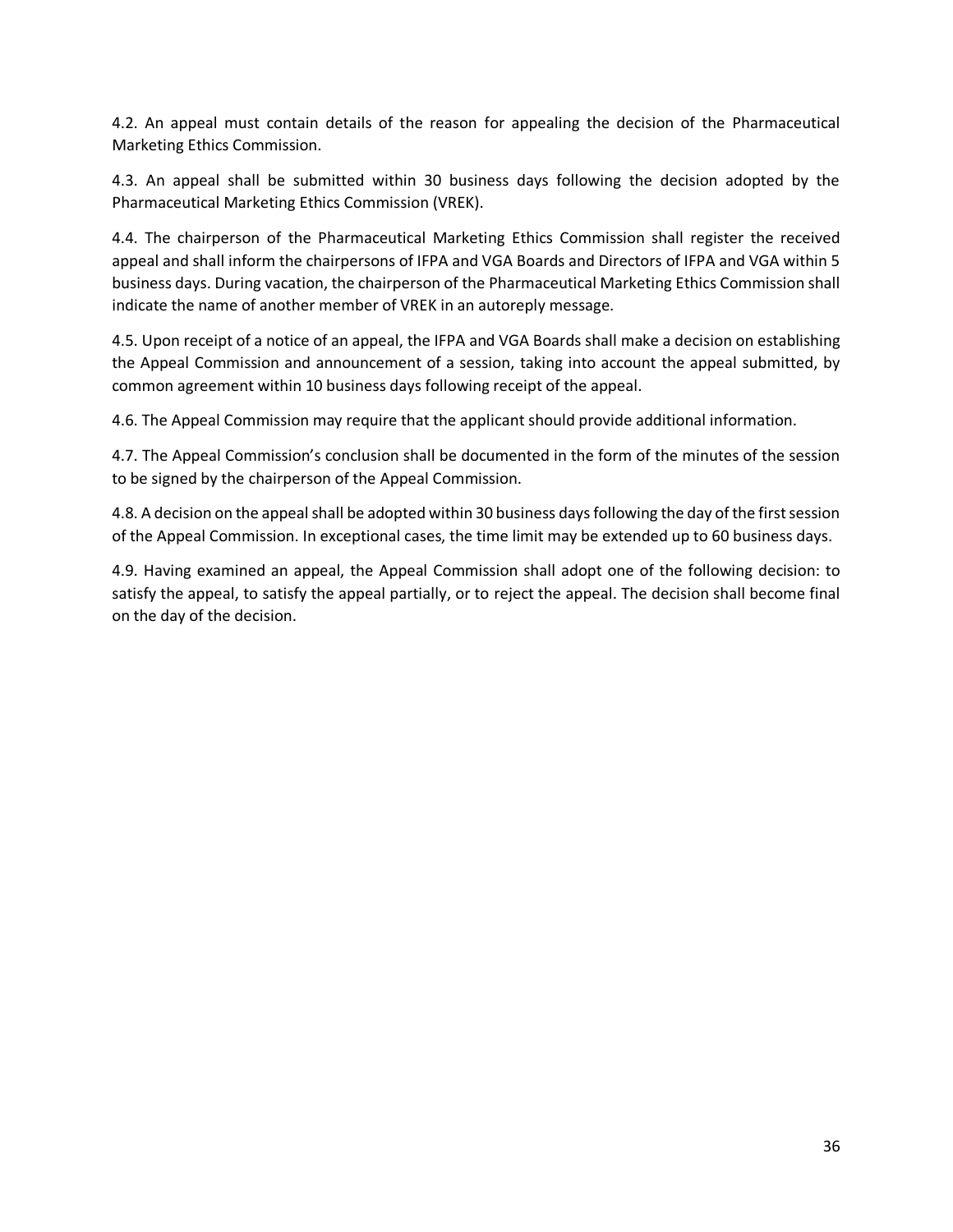4.2. An appeal must contain details of the reason for appealing the decision of the Pharmaceutical Marketing Ethics Commission.

4.3. An appeal shall be submitted within 30 business days following the decision adopted by the Pharmaceutical Marketing Ethics Commission (VREK).

4.4. The chairperson of the Pharmaceutical Marketing Ethics Commission shall register the received appeal and shall inform the chairpersons of IFPA and VGA Boards and Directors of IFPA and VGA within 5 business days. During vacation, the chairperson of the Pharmaceutical Marketing Ethics Commission shall indicate the name of another member of VREK in an autoreply message.

4.5. Upon receipt of a notice of an appeal, the IFPA and VGA Boards shall make a decision on establishing the Appeal Commission and announcement of a session, taking into account the appeal submitted, by common agreement within 10 business days following receipt of the appeal.

4.6. The Appeal Commission may require that the applicant should provide additional information.

4.7. The Appeal Commission's conclusion shall be documented in the form of the minutes of the session to be signed by the chairperson of the Appeal Commission.

4.8. A decision on the appeal shall be adopted within 30 business days following the day of the first session of the Appeal Commission. In exceptional cases, the time limit may be extended up to 60 business days.

4.9. Having examined an appeal, the Appeal Commission shall adopt one of the following decision: to satisfy the appeal, to satisfy the appeal partially, or to reject the appeal. The decision shall become final on the day of the decision.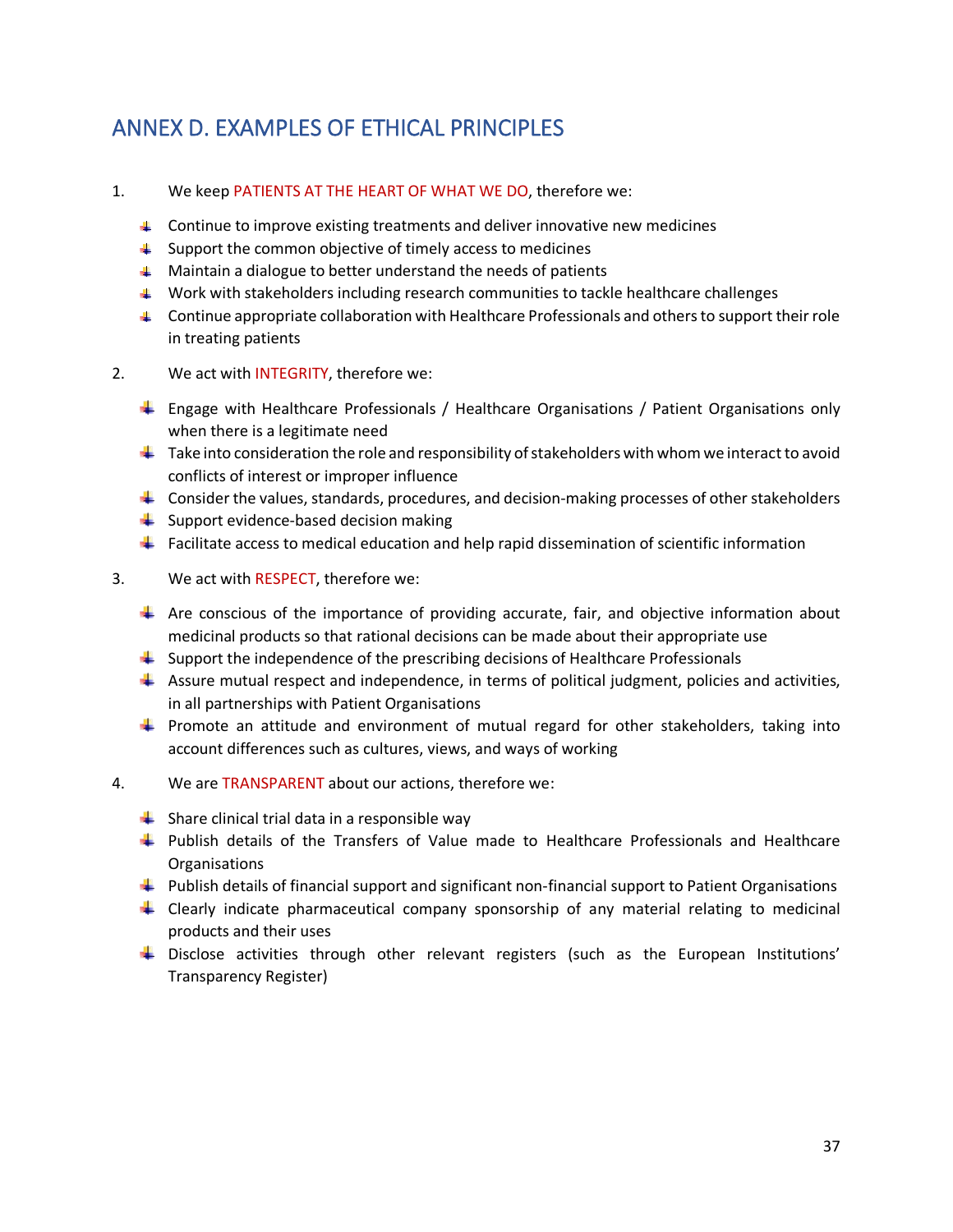## ANNEX D. EXAMPLES OF ETHICAL PRINCIPLES

1. We keep PATIENTS AT THE HEART OF WHAT WE DO, therefore we:

   - Continue to improve existing treatments and deliver innovative new medicines
   - Support the common objective of timely access to medicines
   - Maintain a dialogue to better understand the needs of patients
   - Work with stakeholders including research communities to tackle healthcare challenges
   - Continue appropriate collaboration with Healthcare Professionals and others to support their role in treating patients

2. We act with INTEGRITY, therefore we:

   - Engage with Healthcare Professionals / Healthcare Organisations / Patient Organisations only when there is a legitimate need
   - Take into consideration the role and responsibility of stakeholders with whom we interact to avoid conflicts of interest or improper influence
   - Consider the values, standards, procedures, and decision-making processes of other stakeholders
   - Support evidence-based decision making
   - Facilitate access to medical education and help rapid dissemination of scientific information

3. We act with RESPECT, therefore we:

   - Are conscious of the importance of providing accurate, fair, and objective information about medicinal products so that rational decisions can be made about their appropriate use
   - Support the independence of the prescribing decisions of Healthcare Professionals
   - Assure mutual respect and independence, in terms of political judgment, policies and activities, in all partnerships with Patient Organisations
   - Promote an attitude and environment of mutual regard for other stakeholders, taking into account differences such as cultures, views, and ways of working

4. We are TRANSPARENT about our actions, therefore we:

   - Share clinical trial data in a responsible way
   - Publish details of the Transfers of Value made to Healthcare Professionals and Healthcare Organisations
   - Publish details of financial support and significant non-financial support to Patient Organisations
   - Clearly indicate pharmaceutical company sponsorship of any material relating to medicinal products and their uses
   - Disclose activities through other relevant registers (such as the European Institutions' Transparency Register)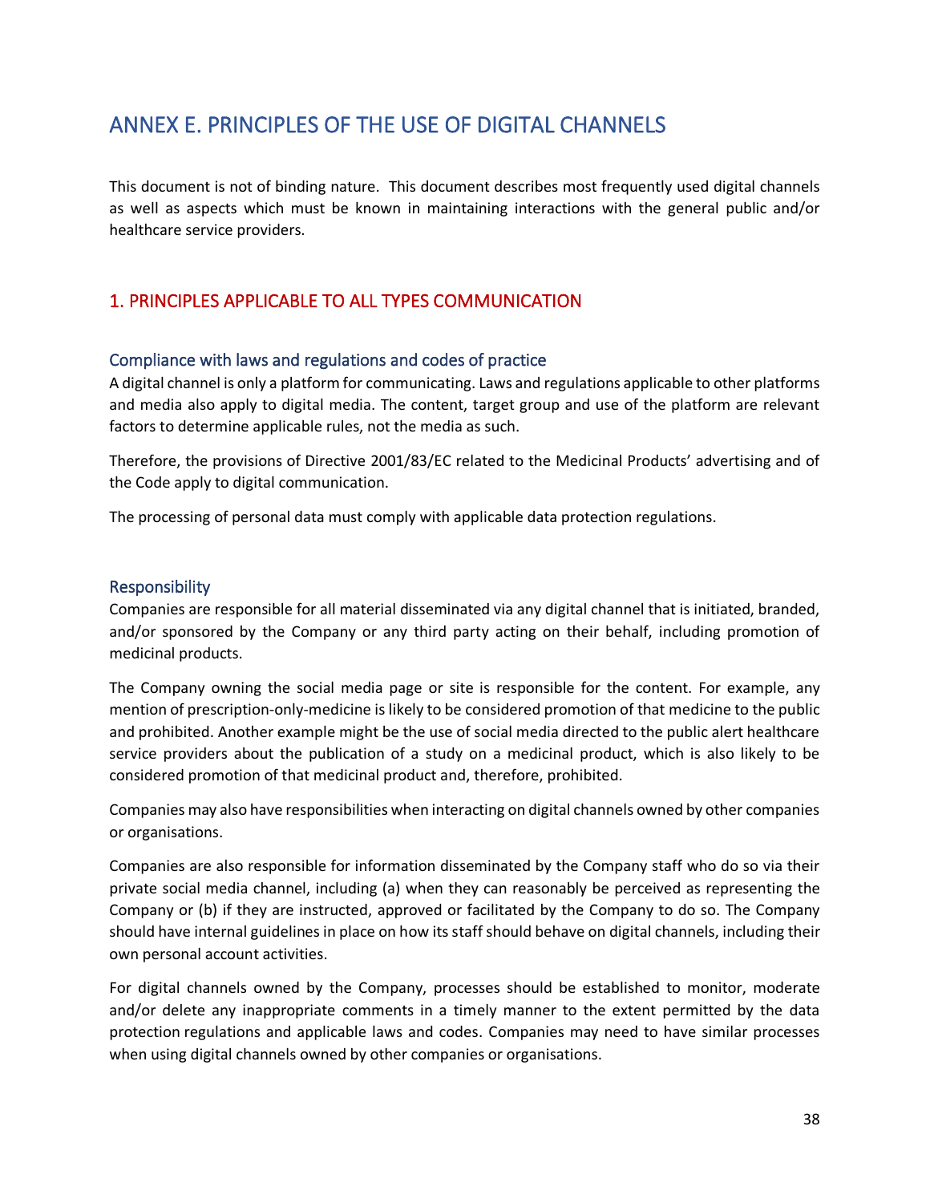# ANNEX E. PRINCIPLES OF THE USE OF DIGITAL CHANNELS

This document is not of binding nature. This document describes most frequently used digital channels as well as aspects which must be known in maintaining interactions with the general public and/or healthcare service providers.

## 1. PRINCIPLES APPLICABLE TO ALL TYPES COMMUNICATION

### Compliance with laws and regulations and codes of practice

A digital channel is only a platform for communicating. Laws and regulations applicable to other platforms and media also apply to digital media. The content, target group and use of the platform are relevant factors to determine applicable rules, not the media as such.

Therefore, the provisions of Directive 2001/83/EC related to the Medicinal Products' advertising and of the Code apply to digital communication.

The processing of personal data must comply with applicable data protection regulations.

### Responsibility

Companies are responsible for all material disseminated via any digital channel that is initiated, branded, and/or sponsored by the Company or any third party acting on their behalf, including promotion of medicinal products.

The Company owning the social media page or site is responsible for the content. For example, any mention of prescription-only-medicine is likely to be considered promotion of that medicine to the public and prohibited. Another example might be the use of social media directed to the public alert healthcare service providers about the publication of a study on a medicinal product, which is also likely to be considered promotion of that medicinal product and, therefore, prohibited.

Companies may also have responsibilities when interacting on digital channels owned by other companies or organisations.

Companies are also responsible for information disseminated by the Company staff who do so via their private social media channel, including (a) when they can reasonably be perceived as representing the Company or (b) if they are instructed, approved or facilitated by the Company to do so. The Company should have internal guidelines in place on how its staff should behave on digital channels, including their own personal account activities.

For digital channels owned by the Company, processes should be established to monitor, moderate and/or delete any inappropriate comments in a timely manner to the extent permitted by the data protection regulations and applicable laws and codes. Companies may need to have similar processes when using digital channels owned by other companies or organisations.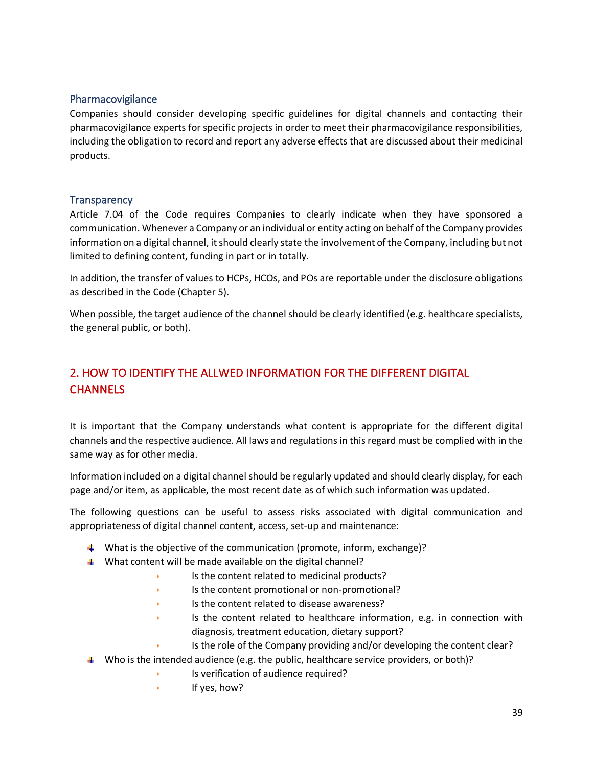### Pharmacovigilance

Companies should consider developing specific guidelines for digital channels and contacting their pharmacovigilance experts for specific projects in order to meet their pharmacovigilance responsibilities, including the obligation to record and report any adverse effects that are discussed about their medicinal products.

### Transparency

Article 7.04 of the Code requires Companies to clearly indicate when they have sponsored a communication. Whenever a Company or an individual or entity acting on behalf of the Company provides information on a digital channel, it should clearly state the involvement of the Company, including but not limited to defining content, funding in part or in totally.

In addition, the transfer of values to HCPs, HCOs, and POs are reportable under the disclosure obligations as described in the Code (Chapter 5).

When possible, the target audience of the channel should be clearly identified (e.g. healthcare specialists, the general public, or both).

## 2. HOW TO IDENTIFY THE ALLWED INFORMATION FOR THE DIFFERENT DIGITAL CHANNELS

It is important that the Company understands what content is appropriate for the different digital channels and the respective audience. All laws and regulations in this regard must be complied with in the same way as for other media.

Information included on a digital channel should be regularly updated and should clearly display, for each page and/or item, as applicable, the most recent date as of which such information was updated.

The following questions can be useful to assess risks associated with digital communication and appropriateness of digital channel content, access, set-up and maintenance:

- What is the objective of the communication (promote, inform, exchange)?
- What content will be made available on the digital channel?
    - Is the content related to medicinal products?
    - Is the content promotional or non-promotional?
    - Is the content related to disease awareness?
    - Is the content related to healthcare information, e.g. in connection with diagnosis, treatment education, dietary support?
    - Is the role of the Company providing and/or developing the content clear?
- Who is the intended audience (e.g. the public, healthcare service providers, or both)?
    - Is verification of audience required?
    - If yes, how?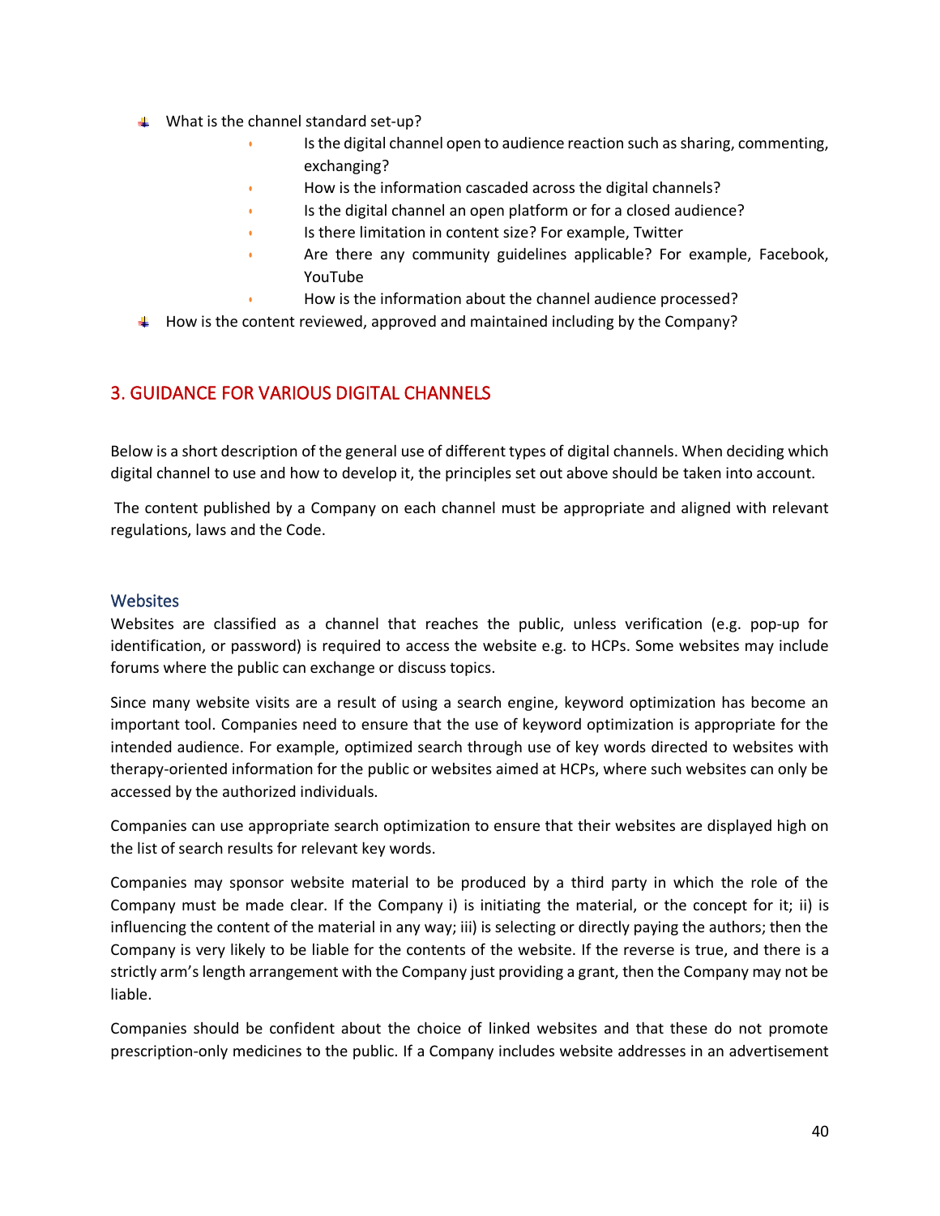- What is the channel standard set-up?
  - Is the digital channel open to audience reaction such as sharing, commenting, exchanging?
  - How is the information cascaded across the digital channels?
  - Is the digital channel an open platform or for a closed audience?
  - Is there limitation in content size? For example, Twitter
  - Are there any community guidelines applicable? For example, Facebook, YouTube
  - How is the information about the channel audience processed?
- How is the content reviewed, approved and maintained including by the Company?

## 3. GUIDANCE FOR VARIOUS DIGITAL CHANNELS

Below is a short description of the general use of different types of digital channels. When deciding which digital channel to use and how to develop it, the principles set out above should be taken into account.

The content published by a Company on each channel must be appropriate and aligned with relevant regulations, laws and the Code.

### Websites

Websites are classified as a channel that reaches the public, unless verification (e.g. pop-up for identification, or password) is required to access the website e.g. to HCPs. Some websites may include forums where the public can exchange or discuss topics.

Since many website visits are a result of using a search engine, keyword optimization has become an important tool. Companies need to ensure that the use of keyword optimization is appropriate for the intended audience. For example, optimized search through use of key words directed to websites with therapy-oriented information for the public or websites aimed at HCPs, where such websites can only be accessed by the authorized individuals.

Companies can use appropriate search optimization to ensure that their websites are displayed high on the list of search results for relevant key words.

Companies may sponsor website material to be produced by a third party in which the role of the Company must be made clear. If the Company i) is initiating the material, or the concept for it; ii) is influencing the content of the material in any way; iii) is selecting or directly paying the authors; then the Company is very likely to be liable for the contents of the website. If the reverse is true, and there is a strictly arm's length arrangement with the Company just providing a grant, then the Company may not be liable.

Companies should be confident about the choice of linked websites and that these do not promote prescription-only medicines to the public. If a Company includes website addresses in an advertisement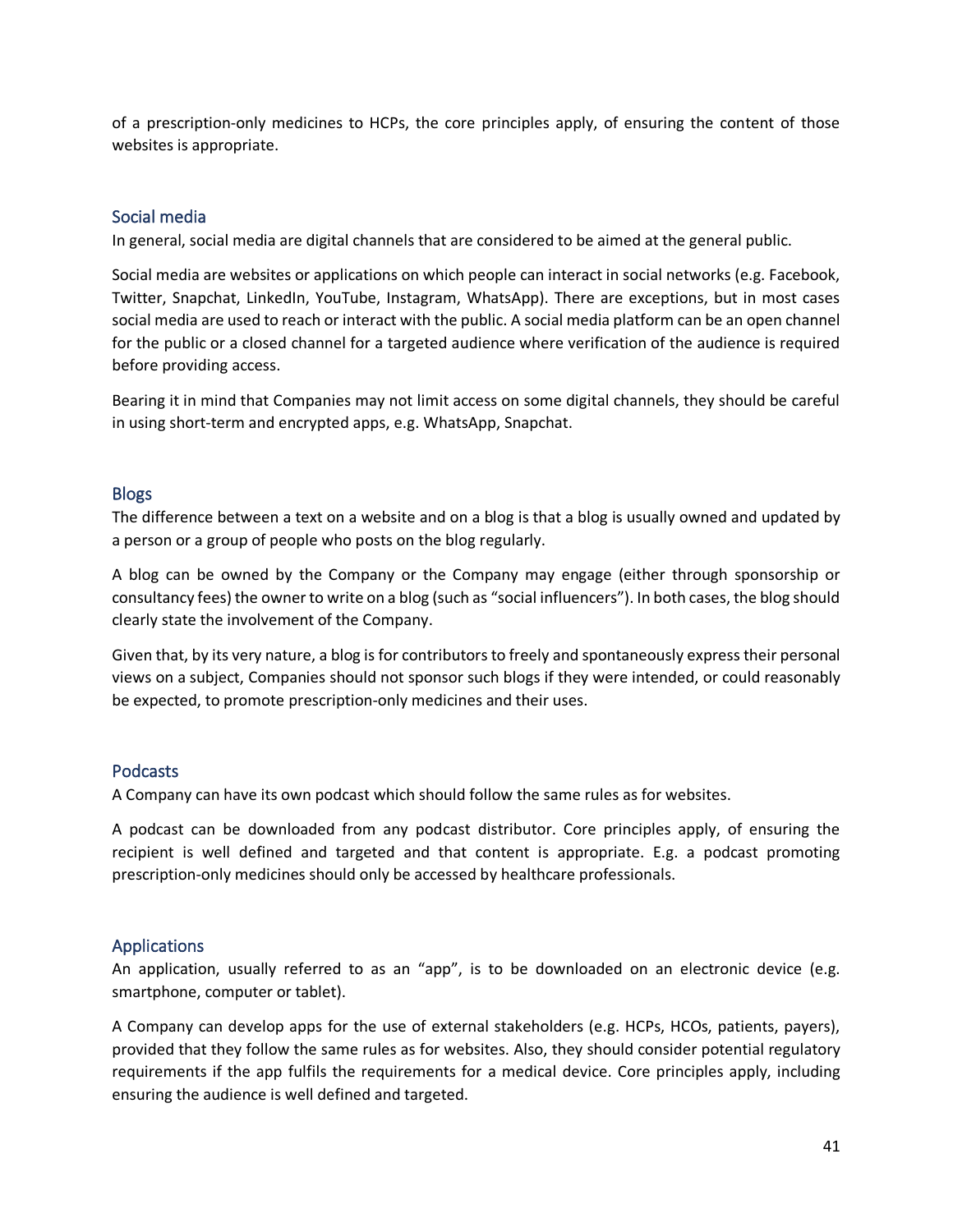of a prescription-only medicines to HCPs, the core principles apply, of ensuring the content of those websites is appropriate.

### Social media

In general, social media are digital channels that are considered to be aimed at the general public.

Social media are websites or applications on which people can interact in social networks (e.g. Facebook, Twitter, Snapchat, LinkedIn, YouTube, Instagram, WhatsApp). There are exceptions, but in most cases social media are used to reach or interact with the public. A social media platform can be an open channel for the public or a closed channel for a targeted audience where verification of the audience is required before providing access.

Bearing it in mind that Companies may not limit access on some digital channels, they should be careful in using short-term and encrypted apps, e.g. WhatsApp, Snapchat.

### Blogs

The difference between a text on a website and on a blog is that a blog is usually owned and updated by a person or a group of people who posts on the blog regularly.

A blog can be owned by the Company or the Company may engage (either through sponsorship or consultancy fees) the owner to write on a blog (such as "social influencers"). In both cases, the blog should clearly state the involvement of the Company.

Given that, by its very nature, a blog is for contributors to freely and spontaneously express their personal views on a subject, Companies should not sponsor such blogs if they were intended, or could reasonably be expected, to promote prescription-only medicines and their uses.

### Podcasts

A Company can have its own podcast which should follow the same rules as for websites.

A podcast can be downloaded from any podcast distributor. Core principles apply, of ensuring the recipient is well defined and targeted and that content is appropriate. E.g. a podcast promoting prescription-only medicines should only be accessed by healthcare professionals.

### Applications

An application, usually referred to as an "app", is to be downloaded on an electronic device (e.g. smartphone, computer or tablet).

A Company can develop apps for the use of external stakeholders (e.g. HCPs, HCOs, patients, payers), provided that they follow the same rules as for websites. Also, they should consider potential regulatory requirements if the app fulfils the requirements for a medical device. Core principles apply, including ensuring the audience is well defined and targeted.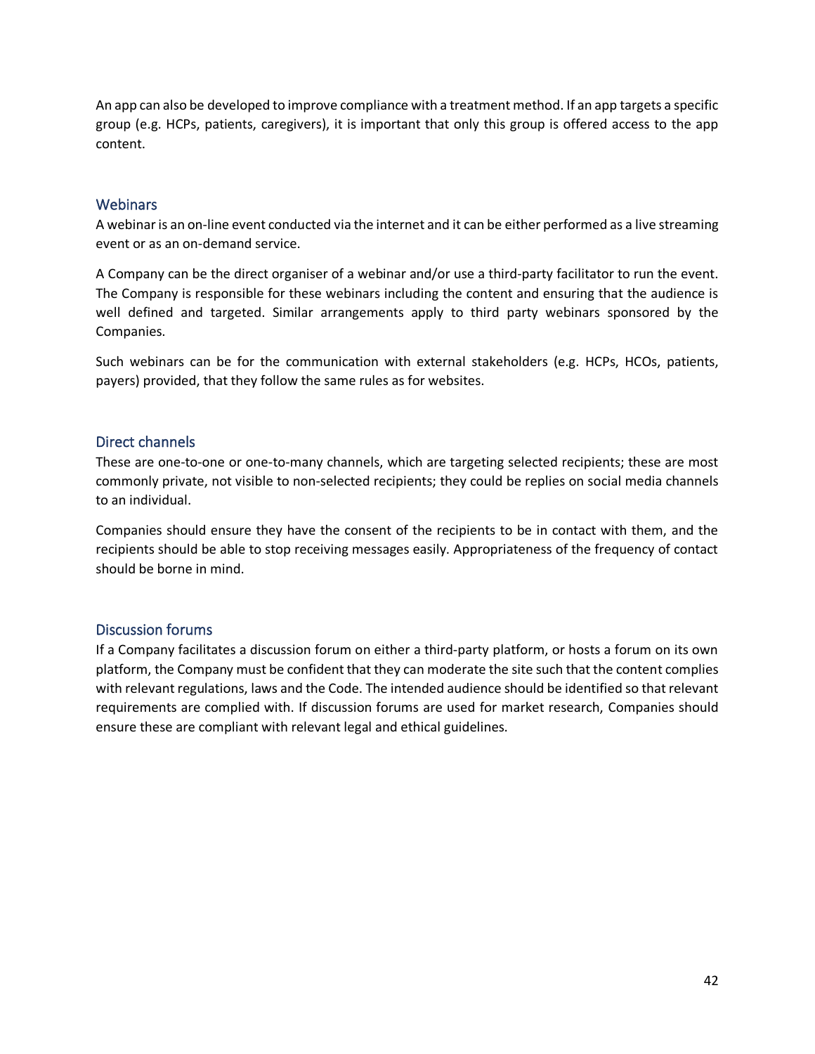An app can also be developed to improve compliance with a treatment method. If an app targets a specific group (e.g. HCPs, patients, caregivers), it is important that only this group is offered access to the app content.

### Webinars

A webinar is an on-line event conducted via the internet and it can be either performed as a live streaming event or as an on-demand service.

A Company can be the direct organiser of a webinar and/or use a third-party facilitator to run the event. The Company is responsible for these webinars including the content and ensuring that the audience is well defined and targeted. Similar arrangements apply to third party webinars sponsored by the Companies.

Such webinars can be for the communication with external stakeholders (e.g. HCPs, HCOs, patients, payers) provided, that they follow the same rules as for websites.

### Direct channels

These are one-to-one or one-to-many channels, which are targeting selected recipients; these are most commonly private, not visible to non-selected recipients; they could be replies on social media channels to an individual.

Companies should ensure they have the consent of the recipients to be in contact with them, and the recipients should be able to stop receiving messages easily. Appropriateness of the frequency of contact should be borne in mind.

### Discussion forums

If a Company facilitates a discussion forum on either a third-party platform, or hosts a forum on its own platform, the Company must be confident that they can moderate the site such that the content complies with relevant regulations, laws and the Code. The intended audience should be identified so that relevant requirements are complied with. If discussion forums are used for market research, Companies should ensure these are compliant with relevant legal and ethical guidelines.